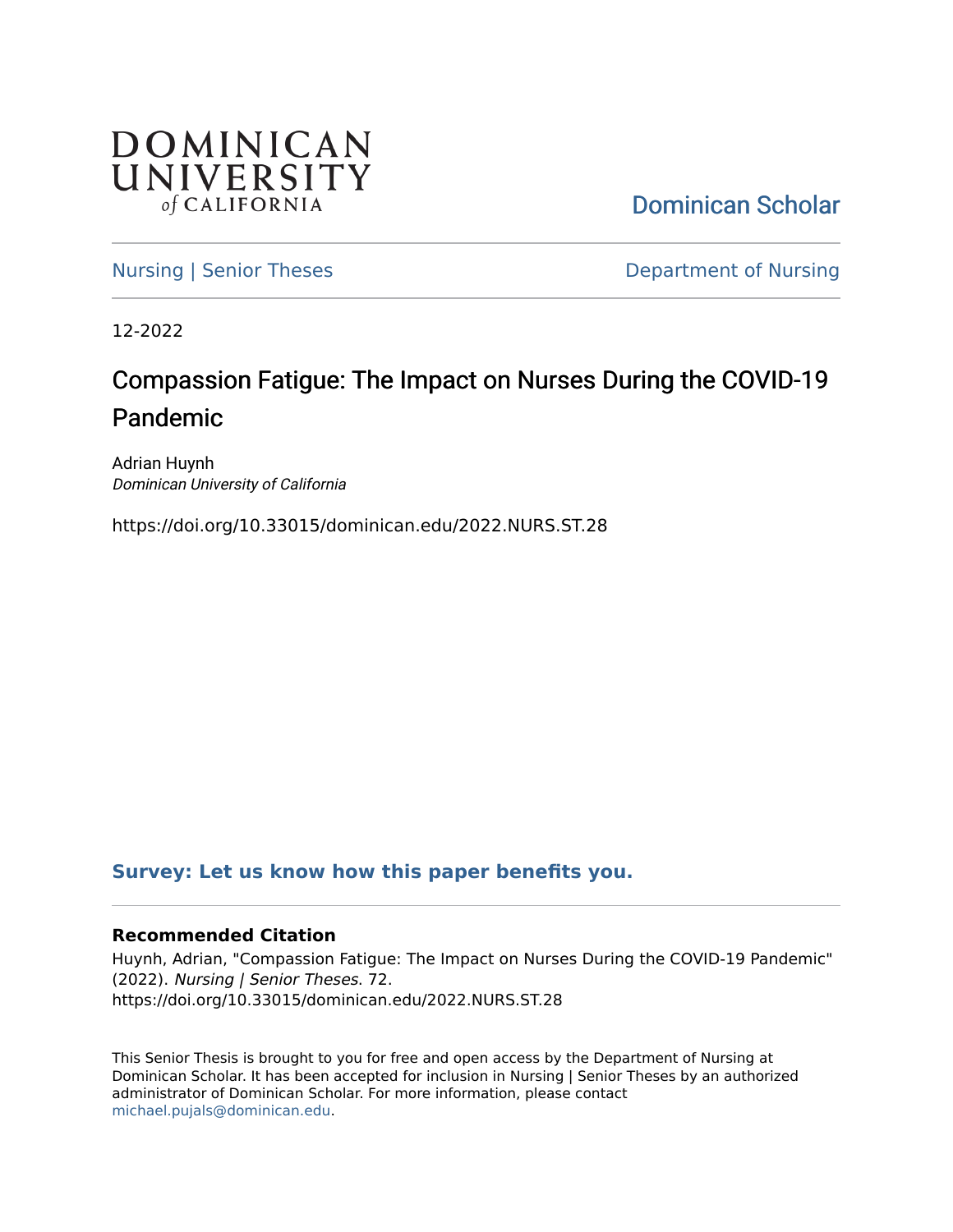DOMINICAN UNIVERSITY *of* CALIFORNIA

Dominican Scholar

Nursing | Senior Theses

Department of Nursing

12-2022

# Compassion Fatigue: The Impact on Nurses During the COVID-19 Pandemic

Adrian Huynh
*Dominican University of California*

https://doi.org/10.33015/dominican.edu/2022.NURS.ST.28

**Survey: Let us know how this paper benefits you.**

### Recommended Citation

Huynh, Adrian, "Compassion Fatigue: The Impact on Nurses During the COVID-19 Pandemic" (2022). *Nursing | Senior Theses*. 72.
https://doi.org/10.33015/dominican.edu/2022.NURS.ST.28

This Senior Thesis is brought to you for free and open access by the Department of Nursing at Dominican Scholar. It has been accepted for inclusion in Nursing | Senior Theses by an authorized administrator of Dominican Scholar. For more information, please contact michael.pujals@dominican.edu.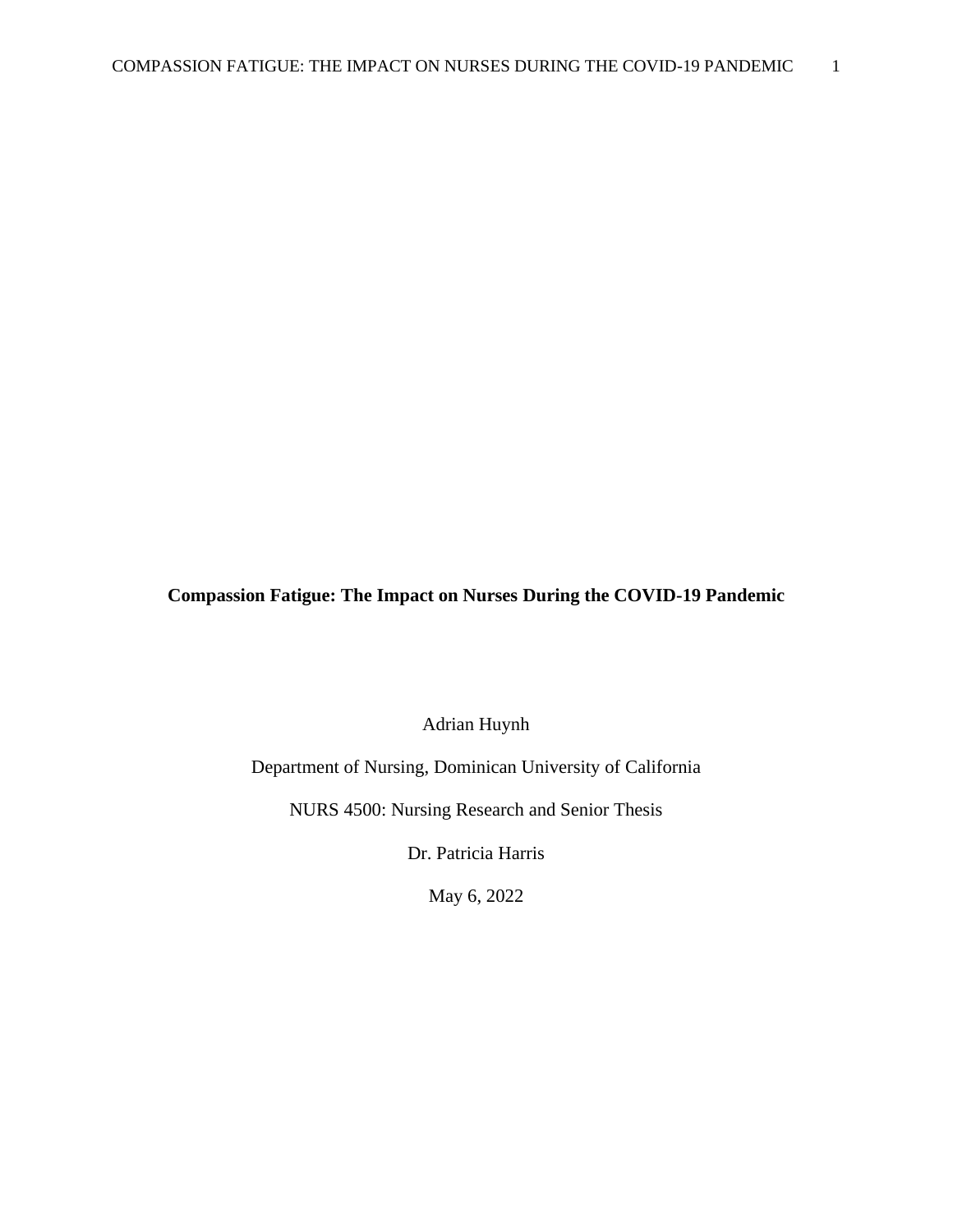**Compassion Fatigue: The Impact on Nurses During the COVID-19 Pandemic**

Adrian Huynh

Department of Nursing, Dominican University of California

NURS 4500: Nursing Research and Senior Thesis

Dr. Patricia Harris

May 6, 2022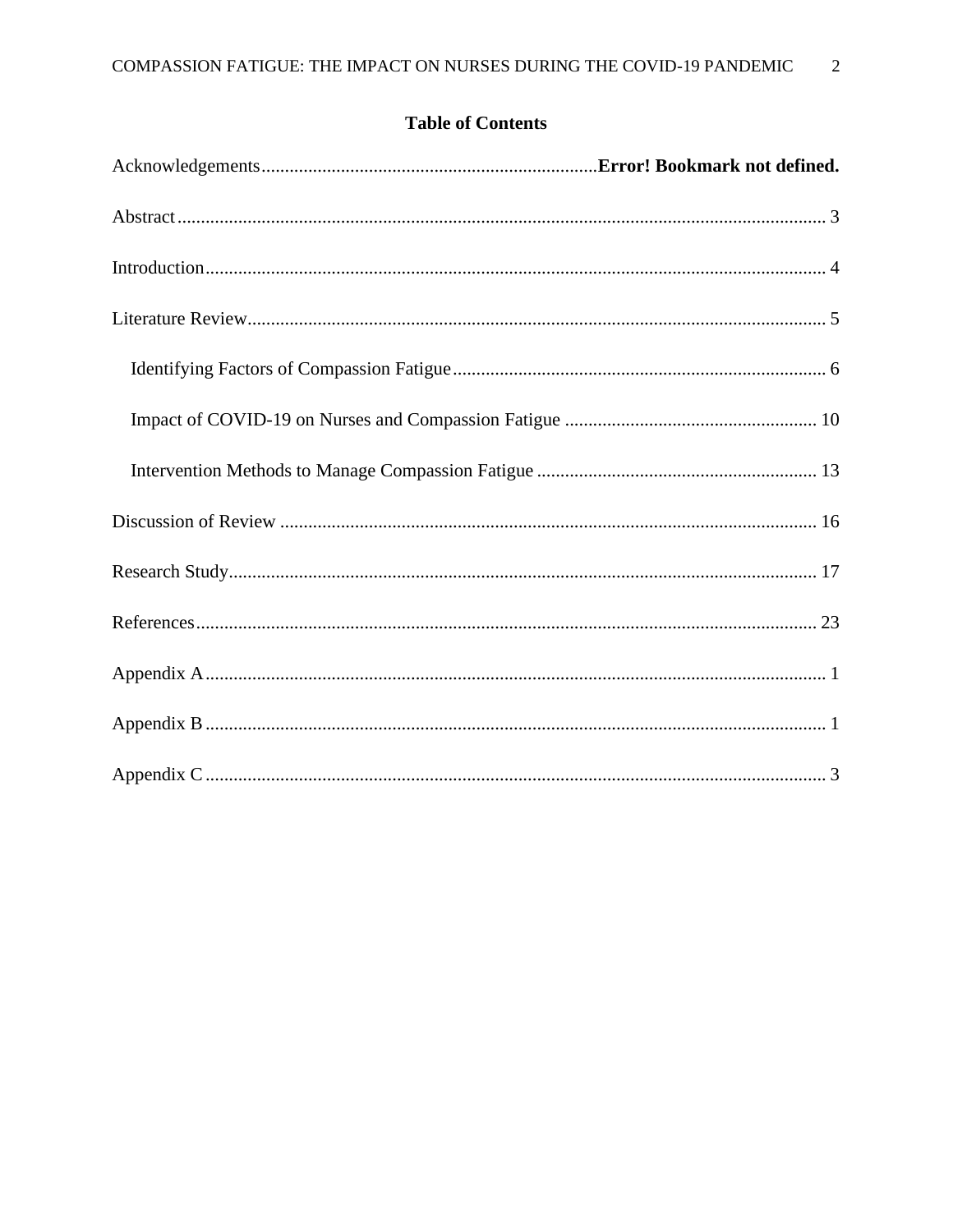# Table of Contents

Acknowledgements ........................................................................ **Error! Bookmark not defined.**

Abstract ........................................................................................................................ 3

Introduction .................................................................................................................. 4

Literature Review .......................................................................................................... 5

- Identifying Factors of Compassion Fatigue ............................................................... 6
- Impact of COVID-19 on Nurses and Compassion Fatigue ...................................... 10
- Intervention Methods to Manage Compassion Fatigue ............................................ 13

Discussion of Review .................................................................................................. 16

Research Study ............................................................................................................. 17

References .................................................................................................................... 23

Appendix A .................................................................................................................... 1

Appendix B .................................................................................................................... 1

Appendix C .................................................................................................................... 3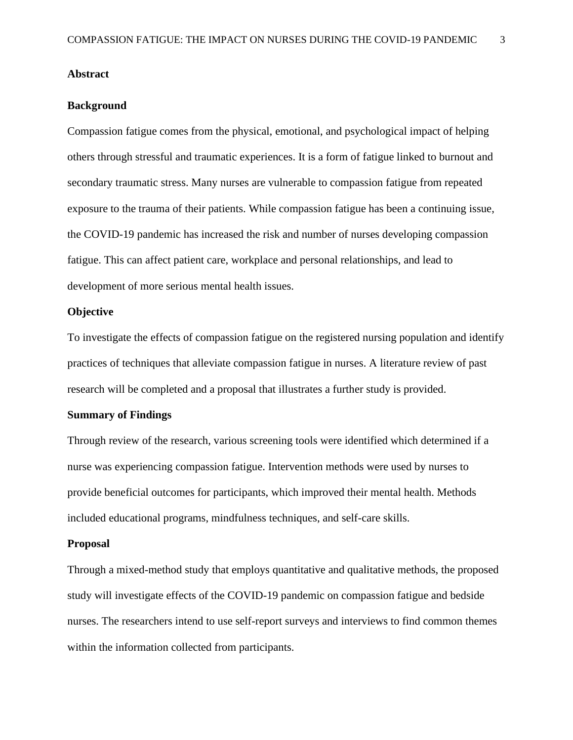## Abstract

### Background

Compassion fatigue comes from the physical, emotional, and psychological impact of helping others through stressful and traumatic experiences. It is a form of fatigue linked to burnout and secondary traumatic stress. Many nurses are vulnerable to compassion fatigue from repeated exposure to the trauma of their patients. While compassion fatigue has been a continuing issue, the COVID-19 pandemic has increased the risk and number of nurses developing compassion fatigue. This can affect patient care, workplace and personal relationships, and lead to development of more serious mental health issues.

### Objective

To investigate the effects of compassion fatigue on the registered nursing population and identify practices of techniques that alleviate compassion fatigue in nurses. A literature review of past research will be completed and a proposal that illustrates a further study is provided.

### Summary of Findings

Through review of the research, various screening tools were identified which determined if a nurse was experiencing compassion fatigue. Intervention methods were used by nurses to provide beneficial outcomes for participants, which improved their mental health. Methods included educational programs, mindfulness techniques, and self-care skills.

### Proposal

Through a mixed-method study that employs quantitative and qualitative methods, the proposed study will investigate effects of the COVID-19 pandemic on compassion fatigue and bedside nurses. The researchers intend to use self-report surveys and interviews to find common themes within the information collected from participants.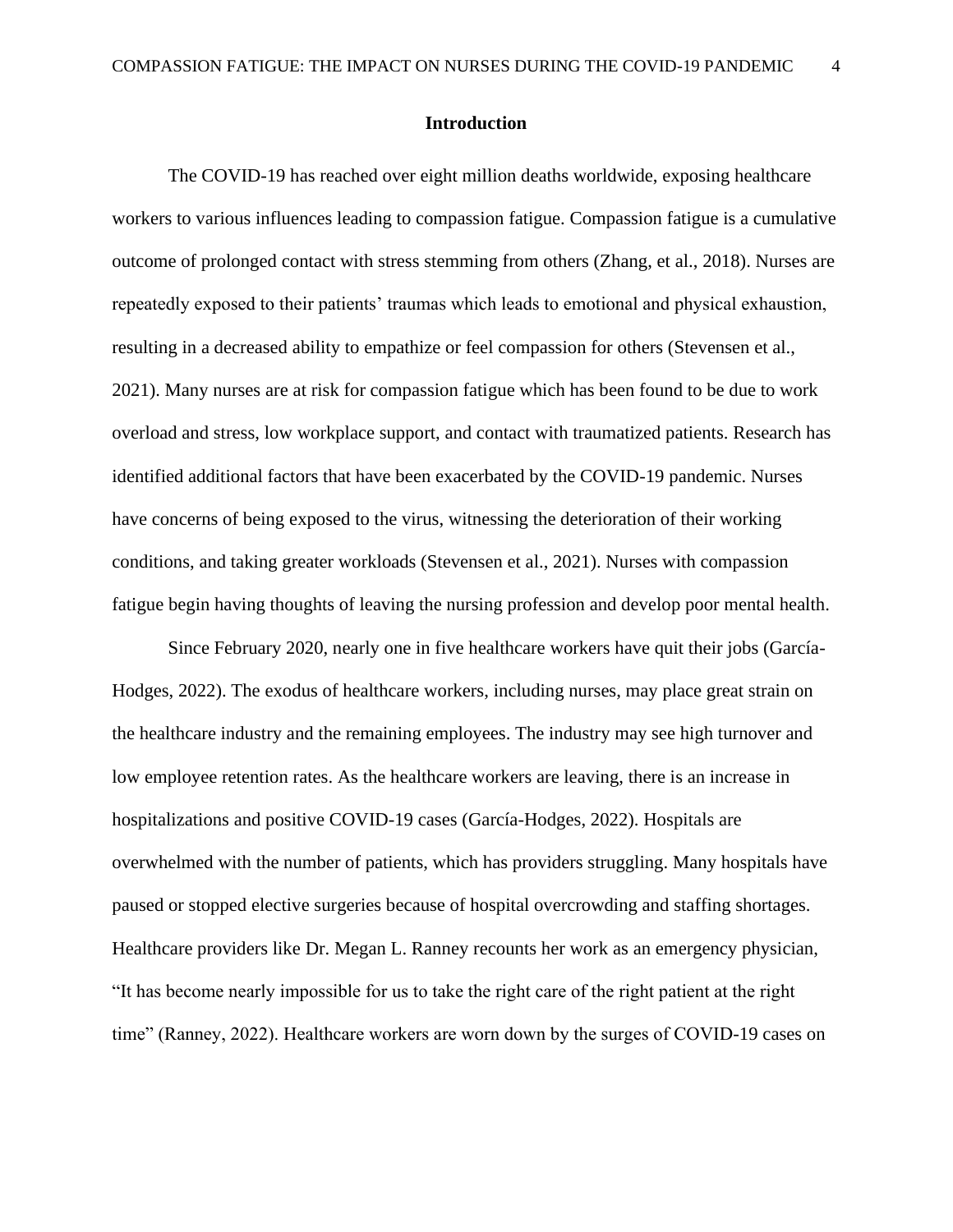## Introduction

The COVID-19 has reached over eight million deaths worldwide, exposing healthcare workers to various influences leading to compassion fatigue. Compassion fatigue is a cumulative outcome of prolonged contact with stress stemming from others (Zhang, et al., 2018). Nurses are repeatedly exposed to their patients' traumas which leads to emotional and physical exhaustion, resulting in a decreased ability to empathize or feel compassion for others (Stevensen et al., 2021). Many nurses are at risk for compassion fatigue which has been found to be due to work overload and stress, low workplace support, and contact with traumatized patients. Research has identified additional factors that have been exacerbated by the COVID-19 pandemic. Nurses have concerns of being exposed to the virus, witnessing the deterioration of their working conditions, and taking greater workloads (Stevensen et al., 2021). Nurses with compassion fatigue begin having thoughts of leaving the nursing profession and develop poor mental health.

Since February 2020, nearly one in five healthcare workers have quit their jobs (García-Hodges, 2022). The exodus of healthcare workers, including nurses, may place great strain on the healthcare industry and the remaining employees. The industry may see high turnover and low employee retention rates. As the healthcare workers are leaving, there is an increase in hospitalizations and positive COVID-19 cases (García-Hodges, 2022). Hospitals are overwhelmed with the number of patients, which has providers struggling. Many hospitals have paused or stopped elective surgeries because of hospital overcrowding and staffing shortages. Healthcare providers like Dr. Megan L. Ranney recounts her work as an emergency physician, "It has become nearly impossible for us to take the right care of the right patient at the right time" (Ranney, 2022). Healthcare workers are worn down by the surges of COVID-19 cases on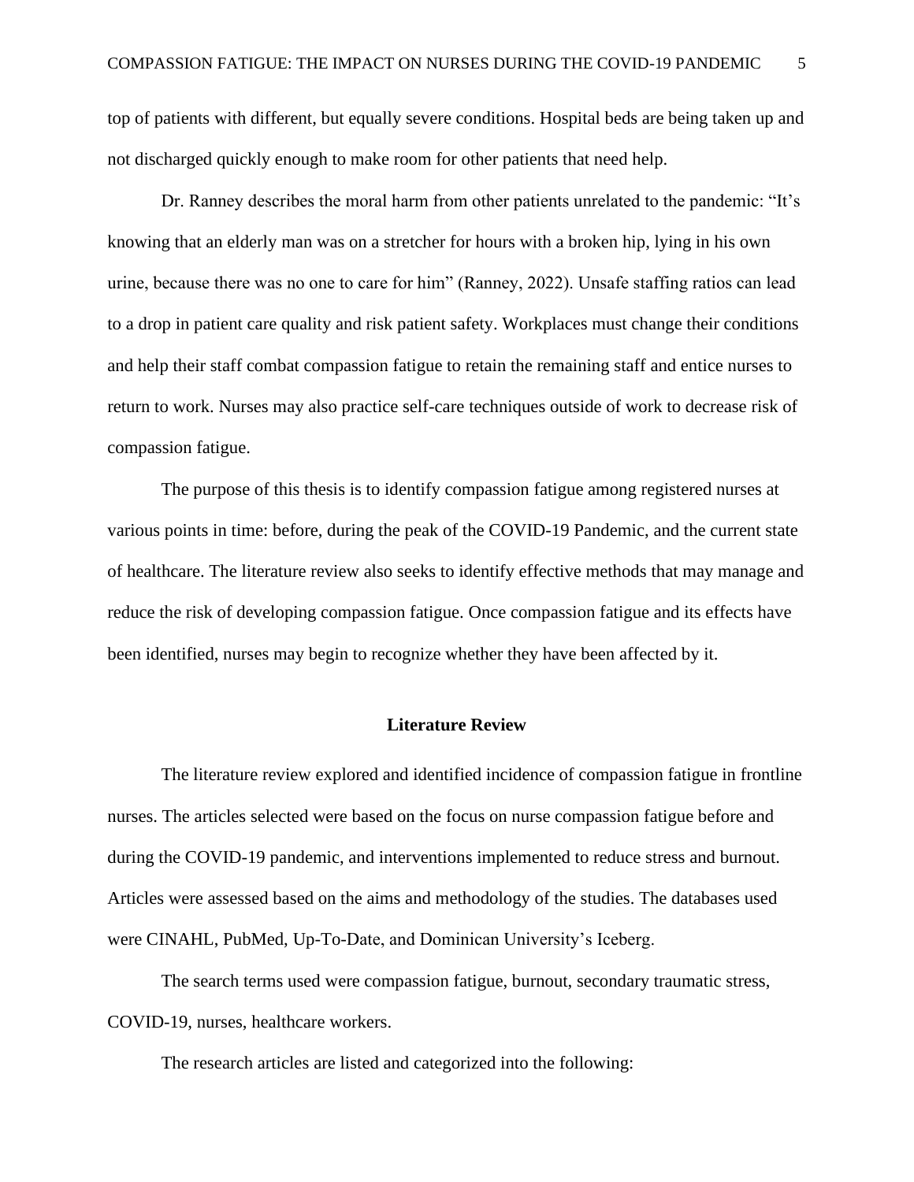top of patients with different, but equally severe conditions. Hospital beds are being taken up and not discharged quickly enough to make room for other patients that need help.

Dr. Ranney describes the moral harm from other patients unrelated to the pandemic: "It's knowing that an elderly man was on a stretcher for hours with a broken hip, lying in his own urine, because there was no one to care for him" (Ranney, 2022). Unsafe staffing ratios can lead to a drop in patient care quality and risk patient safety. Workplaces must change their conditions and help their staff combat compassion fatigue to retain the remaining staff and entice nurses to return to work. Nurses may also practice self-care techniques outside of work to decrease risk of compassion fatigue.

The purpose of this thesis is to identify compassion fatigue among registered nurses at various points in time: before, during the peak of the COVID-19 Pandemic, and the current state of healthcare. The literature review also seeks to identify effective methods that may manage and reduce the risk of developing compassion fatigue. Once compassion fatigue and its effects have been identified, nurses may begin to recognize whether they have been affected by it.

## Literature Review

The literature review explored and identified incidence of compassion fatigue in frontline nurses. The articles selected were based on the focus on nurse compassion fatigue before and during the COVID-19 pandemic, and interventions implemented to reduce stress and burnout. Articles were assessed based on the aims and methodology of the studies. The databases used were CINAHL, PubMed, Up-To-Date, and Dominican University's Iceberg.

The search terms used were compassion fatigue, burnout, secondary traumatic stress, COVID-19, nurses, healthcare workers.

The research articles are listed and categorized into the following: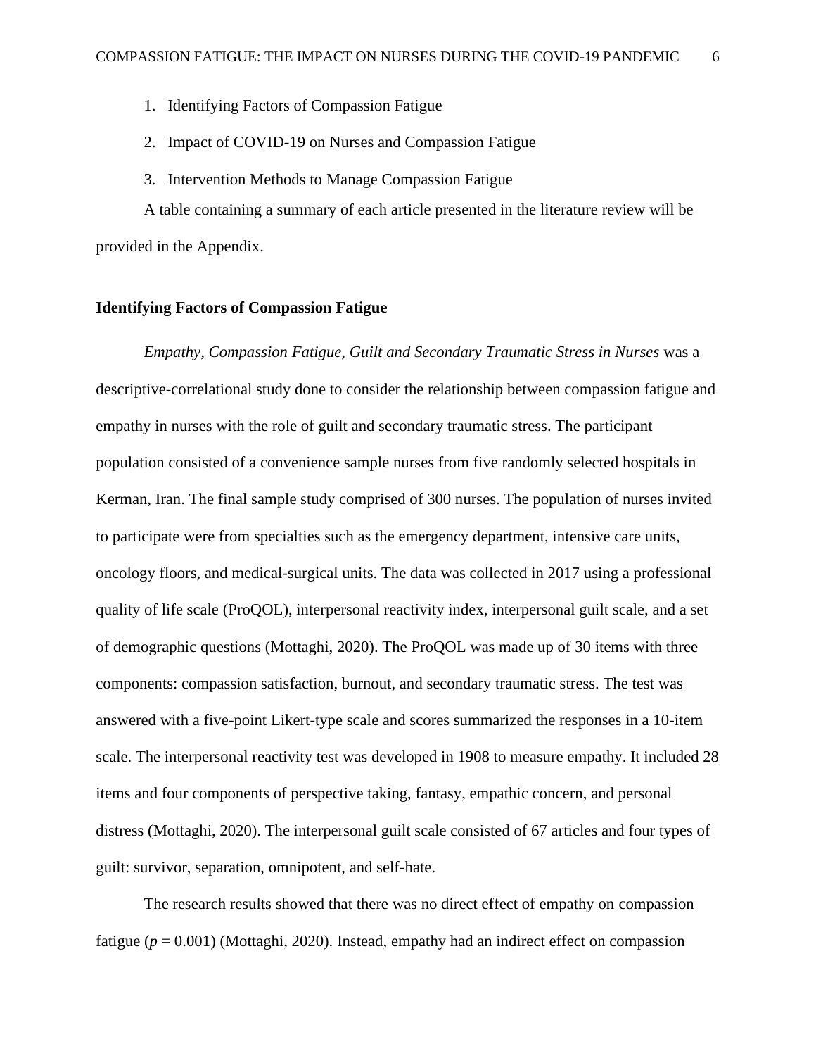1. Identifying Factors of Compassion Fatigue
2. Impact of COVID-19 on Nurses and Compassion Fatigue
3. Intervention Methods to Manage Compassion Fatigue

A table containing a summary of each article presented in the literature review will be provided in the Appendix.

### Identifying Factors of Compassion Fatigue

*Empathy, Compassion Fatigue, Guilt and Secondary Traumatic Stress in Nurses* was a descriptive-correlational study done to consider the relationship between compassion fatigue and empathy in nurses with the role of guilt and secondary traumatic stress. The participant population consisted of a convenience sample nurses from five randomly selected hospitals in Kerman, Iran. The final sample study comprised of 300 nurses. The population of nurses invited to participate were from specialties such as the emergency department, intensive care units, oncology floors, and medical-surgical units. The data was collected in 2017 using a professional quality of life scale (ProQOL), interpersonal reactivity index, interpersonal guilt scale, and a set of demographic questions (Mottaghi, 2020). The ProQOL was made up of 30 items with three components: compassion satisfaction, burnout, and secondary traumatic stress. The test was answered with a five-point Likert-type scale and scores summarized the responses in a 10-item scale. The interpersonal reactivity test was developed in 1908 to measure empathy. It included 28 items and four components of perspective taking, fantasy, empathic concern, and personal distress (Mottaghi, 2020). The interpersonal guilt scale consisted of 67 articles and four types of guilt: survivor, separation, omnipotent, and self-hate.

The research results showed that there was no direct effect of empathy on compassion fatigue ($p = 0.001$) (Mottaghi, 2020). Instead, empathy had an indirect effect on compassion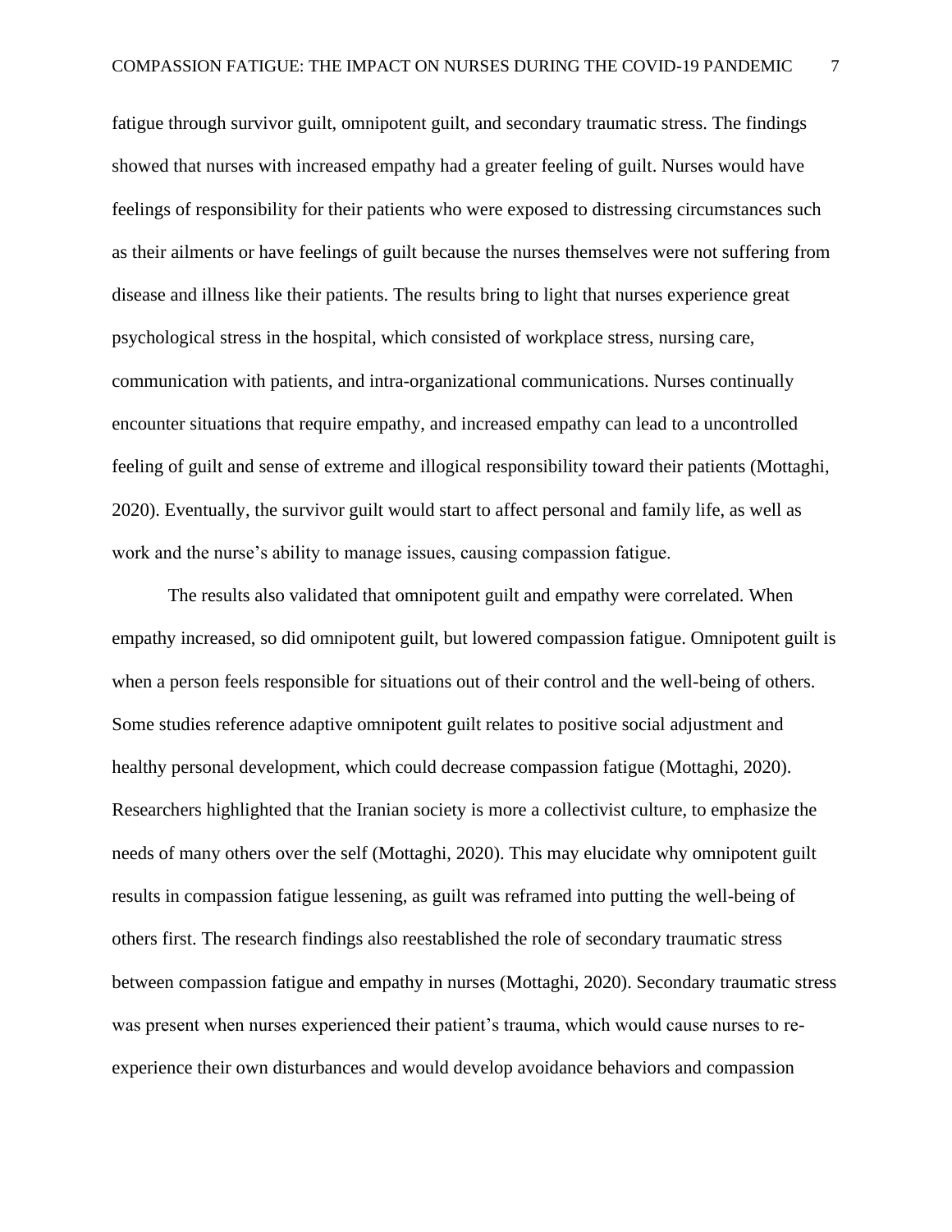fatigue through survivor guilt, omnipotent guilt, and secondary traumatic stress. The findings showed that nurses with increased empathy had a greater feeling of guilt. Nurses would have feelings of responsibility for their patients who were exposed to distressing circumstances such as their ailments or have feelings of guilt because the nurses themselves were not suffering from disease and illness like their patients. The results bring to light that nurses experience great psychological stress in the hospital, which consisted of workplace stress, nursing care, communication with patients, and intra-organizational communications. Nurses continually encounter situations that require empathy, and increased empathy can lead to a uncontrolled feeling of guilt and sense of extreme and illogical responsibility toward their patients (Mottaghi, 2020). Eventually, the survivor guilt would start to affect personal and family life, as well as work and the nurse's ability to manage issues, causing compassion fatigue.

The results also validated that omnipotent guilt and empathy were correlated. When empathy increased, so did omnipotent guilt, but lowered compassion fatigue. Omnipotent guilt is when a person feels responsible for situations out of their control and the well-being of others. Some studies reference adaptive omnipotent guilt relates to positive social adjustment and healthy personal development, which could decrease compassion fatigue (Mottaghi, 2020). Researchers highlighted that the Iranian society is more a collectivist culture, to emphasize the needs of many others over the self (Mottaghi, 2020). This may elucidate why omnipotent guilt results in compassion fatigue lessening, as guilt was reframed into putting the well-being of others first. The research findings also reestablished the role of secondary traumatic stress between compassion fatigue and empathy in nurses (Mottaghi, 2020). Secondary traumatic stress was present when nurses experienced their patient's trauma, which would cause nurses to re-experience their own disturbances and would develop avoidance behaviors and compassion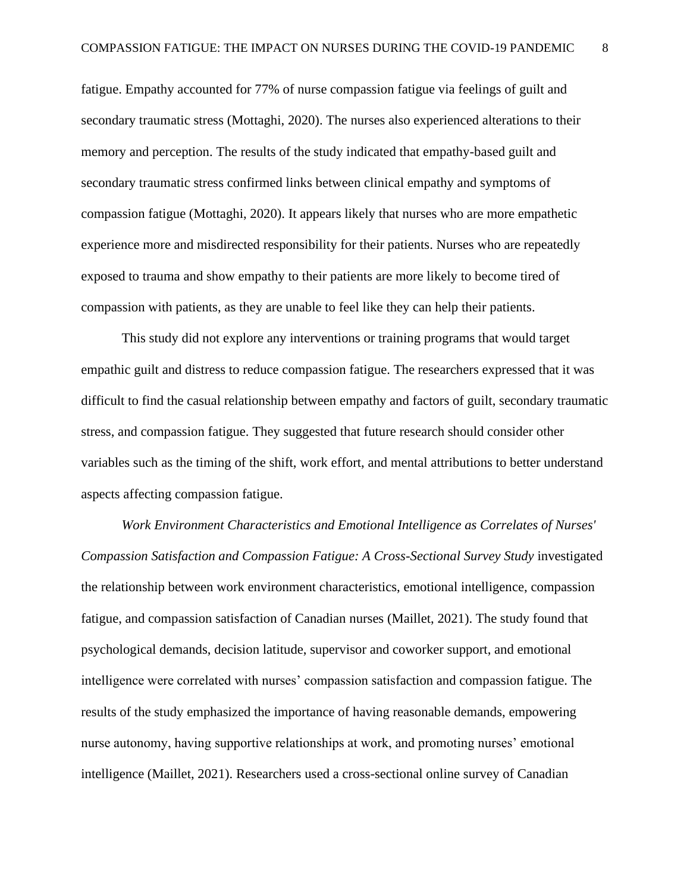fatigue. Empathy accounted for 77% of nurse compassion fatigue via feelings of guilt and secondary traumatic stress (Mottaghi, 2020). The nurses also experienced alterations to their memory and perception. The results of the study indicated that empathy-based guilt and secondary traumatic stress confirmed links between clinical empathy and symptoms of compassion fatigue (Mottaghi, 2020). It appears likely that nurses who are more empathetic experience more and misdirected responsibility for their patients. Nurses who are repeatedly exposed to trauma and show empathy to their patients are more likely to become tired of compassion with patients, as they are unable to feel like they can help their patients.

This study did not explore any interventions or training programs that would target empathic guilt and distress to reduce compassion fatigue. The researchers expressed that it was difficult to find the casual relationship between empathy and factors of guilt, secondary traumatic stress, and compassion fatigue. They suggested that future research should consider other variables such as the timing of the shift, work effort, and mental attributions to better understand aspects affecting compassion fatigue.

*Work Environment Characteristics and Emotional Intelligence as Correlates of Nurses' Compassion Satisfaction and Compassion Fatigue: A Cross-Sectional Survey Study* investigated the relationship between work environment characteristics, emotional intelligence, compassion fatigue, and compassion satisfaction of Canadian nurses (Maillet, 2021). The study found that psychological demands, decision latitude, supervisor and coworker support, and emotional intelligence were correlated with nurses' compassion satisfaction and compassion fatigue. The results of the study emphasized the importance of having reasonable demands, empowering nurse autonomy, having supportive relationships at work, and promoting nurses' emotional intelligence (Maillet, 2021). Researchers used a cross-sectional online survey of Canadian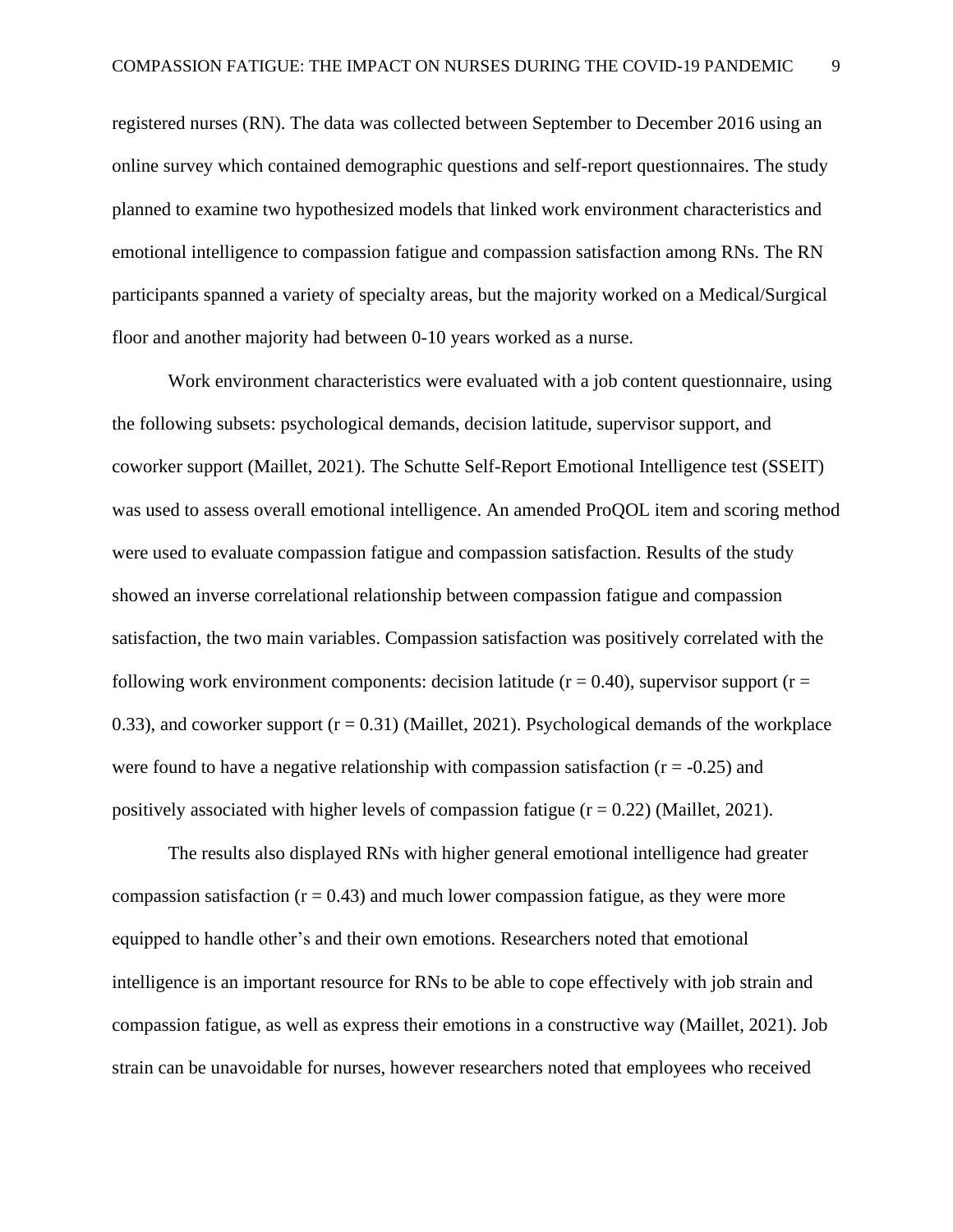registered nurses (RN). The data was collected between September to December 2016 using an online survey which contained demographic questions and self-report questionnaires. The study planned to examine two hypothesized models that linked work environment characteristics and emotional intelligence to compassion fatigue and compassion satisfaction among RNs. The RN participants spanned a variety of specialty areas, but the majority worked on a Medical/Surgical floor and another majority had between 0-10 years worked as a nurse.

Work environment characteristics were evaluated with a job content questionnaire, using the following subsets: psychological demands, decision latitude, supervisor support, and coworker support (Maillet, 2021). The Schutte Self-Report Emotional Intelligence test (SSEIT) was used to assess overall emotional intelligence. An amended ProQOL item and scoring method were used to evaluate compassion fatigue and compassion satisfaction. Results of the study showed an inverse correlational relationship between compassion fatigue and compassion satisfaction, the two main variables. Compassion satisfaction was positively correlated with the following work environment components: decision latitude ($r = 0.40$), supervisor support ($r = 0.33$), and coworker support ($r = 0.31$) (Maillet, 2021). Psychological demands of the workplace were found to have a negative relationship with compassion satisfaction ($r = -0.25$) and positively associated with higher levels of compassion fatigue ($r = 0.22$) (Maillet, 2021).

The results also displayed RNs with higher general emotional intelligence had greater compassion satisfaction ($r = 0.43$) and much lower compassion fatigue, as they were more equipped to handle other's and their own emotions. Researchers noted that emotional intelligence is an important resource for RNs to be able to cope effectively with job strain and compassion fatigue, as well as express their emotions in a constructive way (Maillet, 2021). Job strain can be unavoidable for nurses, however researchers noted that employees who received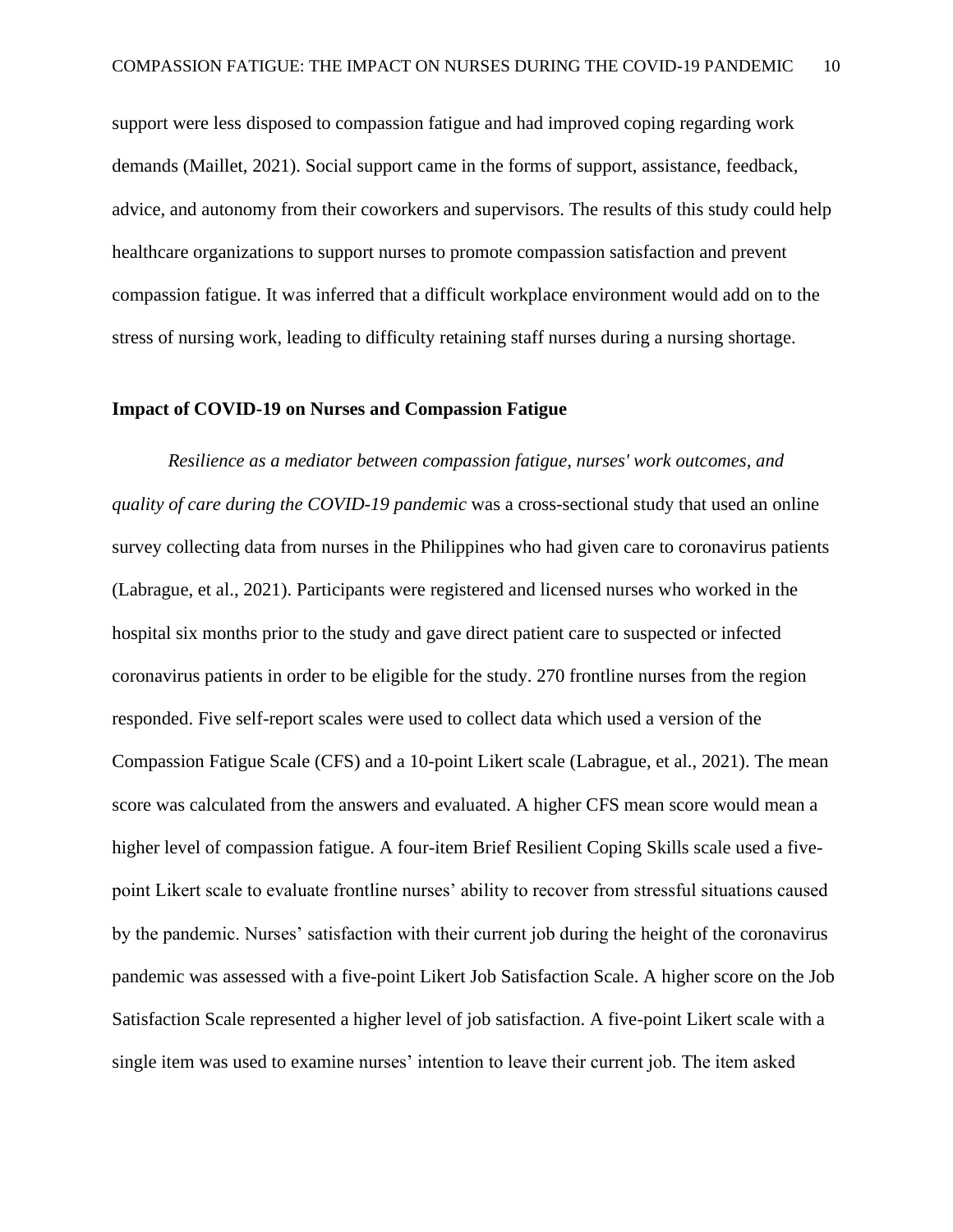support were less disposed to compassion fatigue and had improved coping regarding work demands (Maillet, 2021). Social support came in the forms of support, assistance, feedback, advice, and autonomy from their coworkers and supervisors. The results of this study could help healthcare organizations to support nurses to promote compassion satisfaction and prevent compassion fatigue. It was inferred that a difficult workplace environment would add on to the stress of nursing work, leading to difficulty retaining staff nurses during a nursing shortage.

## Impact of COVID-19 on Nurses and Compassion Fatigue

*Resilience as a mediator between compassion fatigue, nurses' work outcomes, and quality of care during the COVID-19 pandemic* was a cross-sectional study that used an online survey collecting data from nurses in the Philippines who had given care to coronavirus patients (Labrague, et al., 2021). Participants were registered and licensed nurses who worked in the hospital six months prior to the study and gave direct patient care to suspected or infected coronavirus patients in order to be eligible for the study. 270 frontline nurses from the region responded. Five self-report scales were used to collect data which used a version of the Compassion Fatigue Scale (CFS) and a 10-point Likert scale (Labrague, et al., 2021). The mean score was calculated from the answers and evaluated. A higher CFS mean score would mean a higher level of compassion fatigue. A four-item Brief Resilient Coping Skills scale used a five-point Likert scale to evaluate frontline nurses' ability to recover from stressful situations caused by the pandemic. Nurses' satisfaction with their current job during the height of the coronavirus pandemic was assessed with a five-point Likert Job Satisfaction Scale. A higher score on the Job Satisfaction Scale represented a higher level of job satisfaction. A five-point Likert scale with a single item was used to examine nurses' intention to leave their current job. The item asked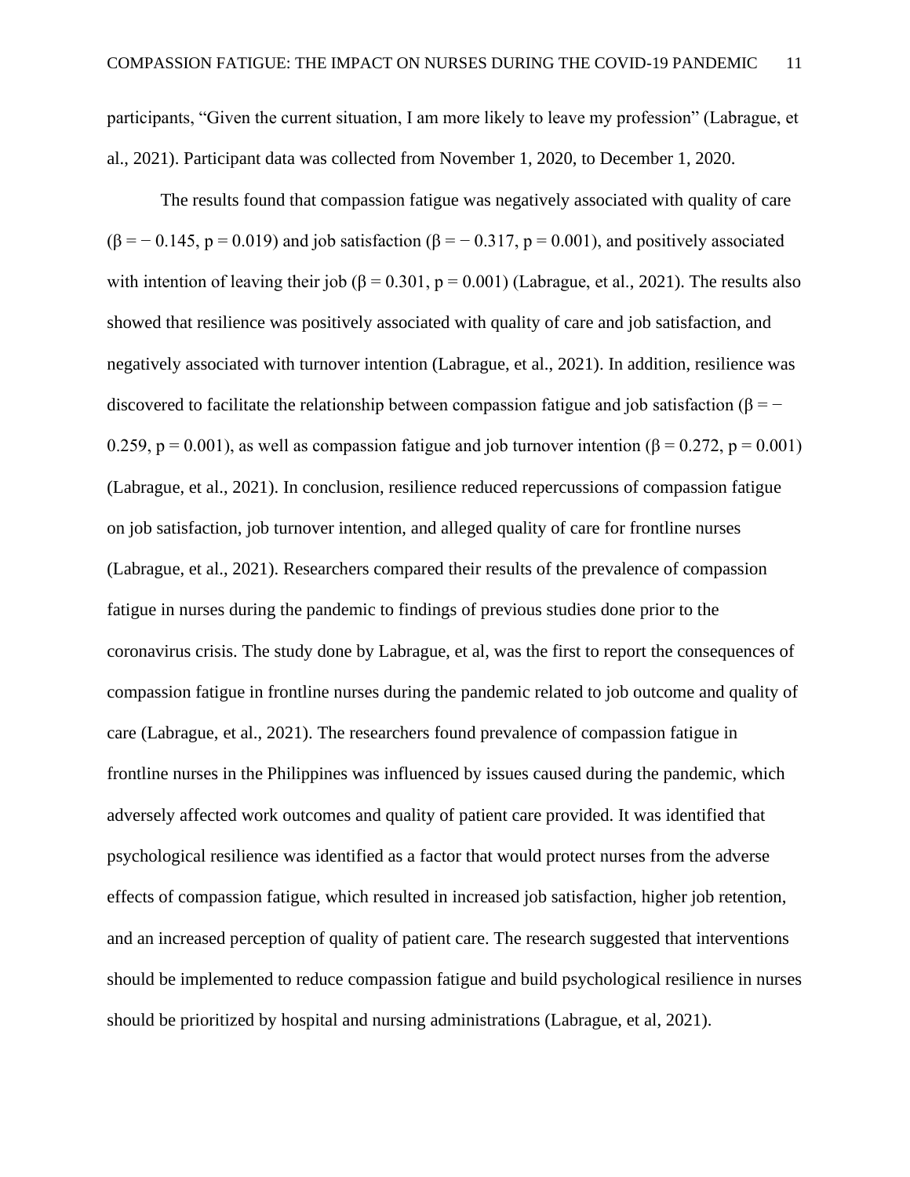participants, "Given the current situation, I am more likely to leave my profession" (Labrague, et al., 2021). Participant data was collected from November 1, 2020, to December 1, 2020.

The results found that compassion fatigue was negatively associated with quality of care ($\beta = -0.145$, $p = 0.019$) and job satisfaction ($\beta = -0.317$, $p = 0.001$), and positively associated with intention of leaving their job ($\beta = 0.301$, $p = 0.001$) (Labrague, et al., 2021). The results also showed that resilience was positively associated with quality of care and job satisfaction, and negatively associated with turnover intention (Labrague, et al., 2021). In addition, resilience was discovered to facilitate the relationship between compassion fatigue and job satisfaction ($\beta = -0.259$, $p = 0.001$), as well as compassion fatigue and job turnover intention ($\beta = 0.272$, $p = 0.001$) (Labrague, et al., 2021). In conclusion, resilience reduced repercussions of compassion fatigue on job satisfaction, job turnover intention, and alleged quality of care for frontline nurses (Labrague, et al., 2021). Researchers compared their results of the prevalence of compassion fatigue in nurses during the pandemic to findings of previous studies done prior to the coronavirus crisis. The study done by Labrague, et al, was the first to report the consequences of compassion fatigue in frontline nurses during the pandemic related to job outcome and quality of care (Labrague, et al., 2021). The researchers found prevalence of compassion fatigue in frontline nurses in the Philippines was influenced by issues caused during the pandemic, which adversely affected work outcomes and quality of patient care provided. It was identified that psychological resilience was identified as a factor that would protect nurses from the adverse effects of compassion fatigue, which resulted in increased job satisfaction, higher job retention, and an increased perception of quality of patient care. The research suggested that interventions should be implemented to reduce compassion fatigue and build psychological resilience in nurses should be prioritized by hospital and nursing administrations (Labrague, et al, 2021).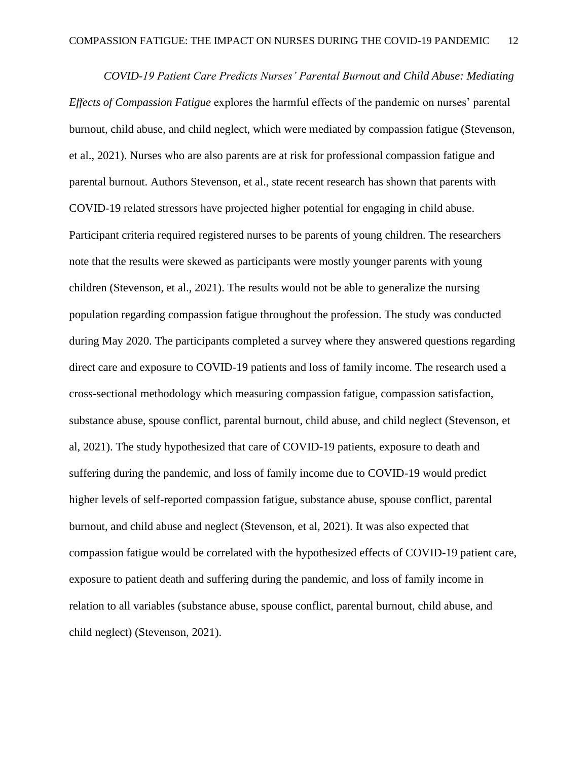*COVID-19 Patient Care Predicts Nurses' Parental Burnout and Child Abuse: Mediating Effects of Compassion Fatigue* explores the harmful effects of the pandemic on nurses' parental burnout, child abuse, and child neglect, which were mediated by compassion fatigue (Stevenson, et al., 2021). Nurses who are also parents are at risk for professional compassion fatigue and parental burnout. Authors Stevenson, et al., state recent research has shown that parents with COVID-19 related stressors have projected higher potential for engaging in child abuse. Participant criteria required registered nurses to be parents of young children. The researchers note that the results were skewed as participants were mostly younger parents with young children (Stevenson, et al., 2021). The results would not be able to generalize the nursing population regarding compassion fatigue throughout the profession. The study was conducted during May 2020. The participants completed a survey where they answered questions regarding direct care and exposure to COVID-19 patients and loss of family income. The research used a cross-sectional methodology which measuring compassion fatigue, compassion satisfaction, substance abuse, spouse conflict, parental burnout, child abuse, and child neglect (Stevenson, et al, 2021). The study hypothesized that care of COVID-19 patients, exposure to death and suffering during the pandemic, and loss of family income due to COVID-19 would predict higher levels of self-reported compassion fatigue, substance abuse, spouse conflict, parental burnout, and child abuse and neglect (Stevenson, et al, 2021). It was also expected that compassion fatigue would be correlated with the hypothesized effects of COVID-19 patient care, exposure to patient death and suffering during the pandemic, and loss of family income in relation to all variables (substance abuse, spouse conflict, parental burnout, child abuse, and child neglect) (Stevenson, 2021).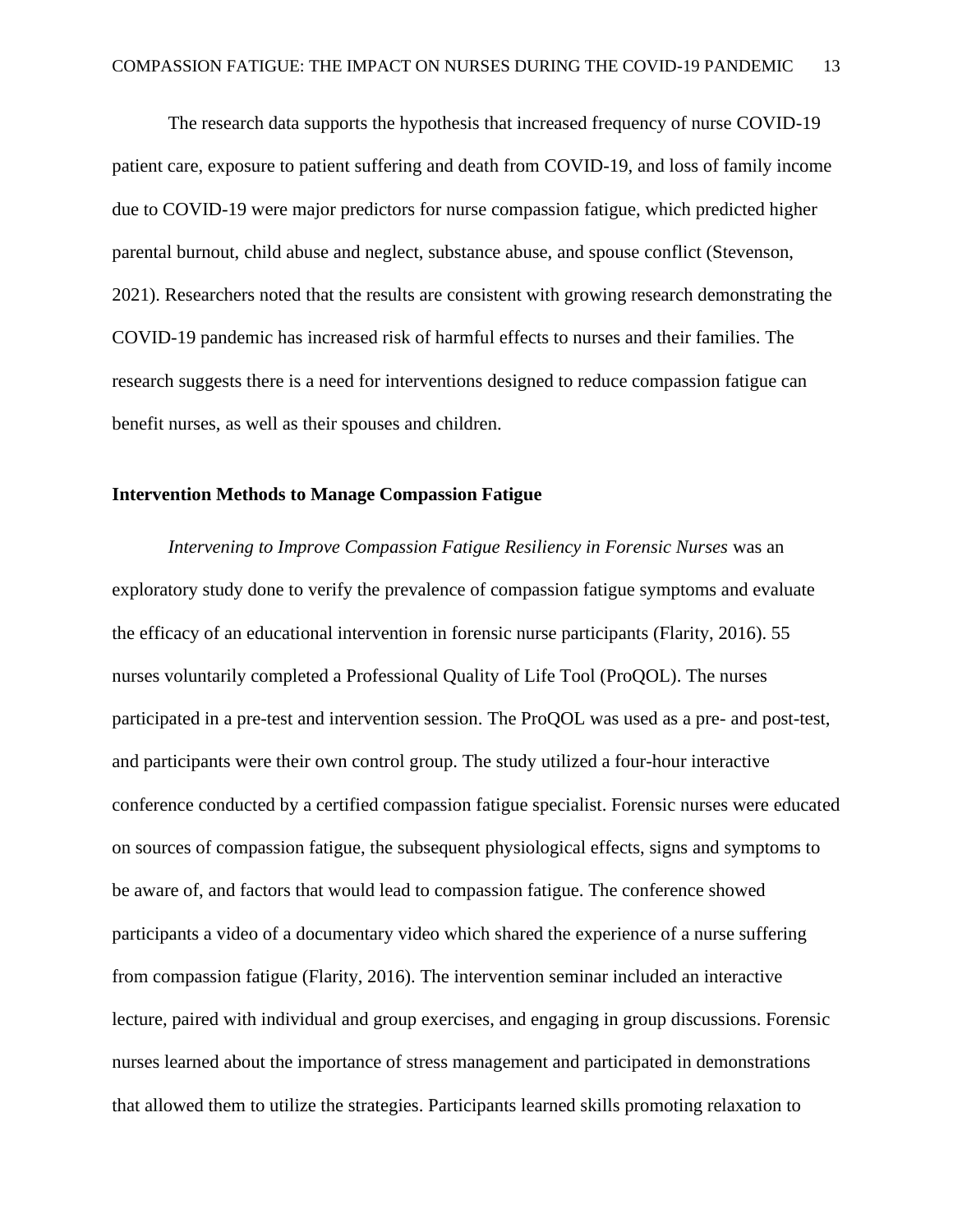The research data supports the hypothesis that increased frequency of nurse COVID-19 patient care, exposure to patient suffering and death from COVID-19, and loss of family income due to COVID-19 were major predictors for nurse compassion fatigue, which predicted higher parental burnout, child abuse and neglect, substance abuse, and spouse conflict (Stevenson, 2021). Researchers noted that the results are consistent with growing research demonstrating the COVID-19 pandemic has increased risk of harmful effects to nurses and their families. The research suggests there is a need for interventions designed to reduce compassion fatigue can benefit nurses, as well as their spouses and children.

**Intervention Methods to Manage Compassion Fatigue**

*Intervening to Improve Compassion Fatigue Resiliency in Forensic Nurses* was an exploratory study done to verify the prevalence of compassion fatigue symptoms and evaluate the efficacy of an educational intervention in forensic nurse participants (Flarity, 2016). 55 nurses voluntarily completed a Professional Quality of Life Tool (ProQOL). The nurses participated in a pre-test and intervention session. The ProQOL was used as a pre- and post-test, and participants were their own control group. The study utilized a four-hour interactive conference conducted by a certified compassion fatigue specialist. Forensic nurses were educated on sources of compassion fatigue, the subsequent physiological effects, signs and symptoms to be aware of, and factors that would lead to compassion fatigue. The conference showed participants a video of a documentary video which shared the experience of a nurse suffering from compassion fatigue (Flarity, 2016). The intervention seminar included an interactive lecture, paired with individual and group exercises, and engaging in group discussions. Forensic nurses learned about the importance of stress management and participated in demonstrations that allowed them to utilize the strategies. Participants learned skills promoting relaxation to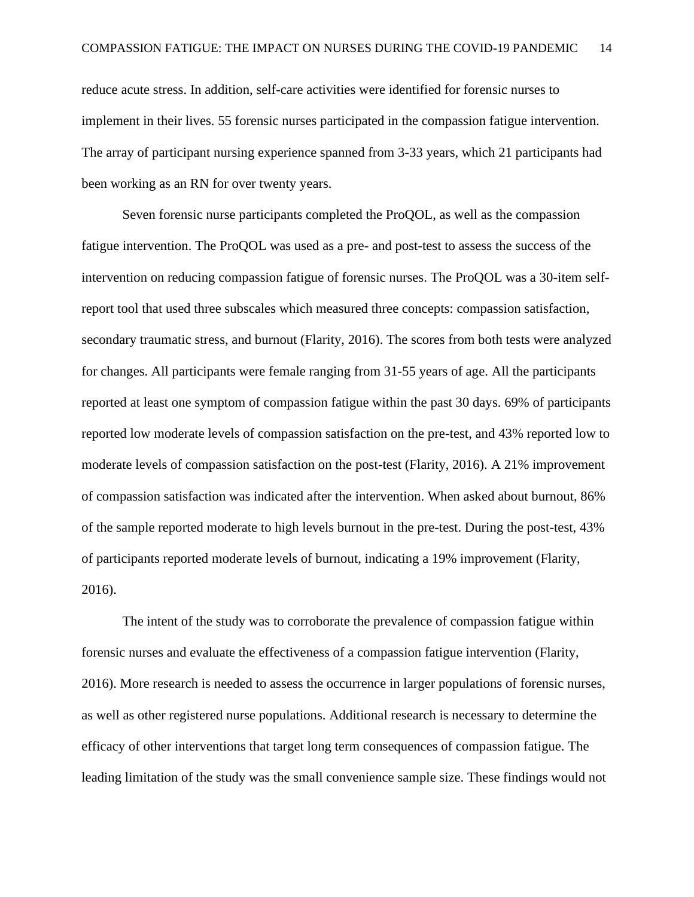reduce acute stress. In addition, self-care activities were identified for forensic nurses to implement in their lives. 55 forensic nurses participated in the compassion fatigue intervention. The array of participant nursing experience spanned from 3-33 years, which 21 participants had been working as an RN for over twenty years.

Seven forensic nurse participants completed the ProQOL, as well as the compassion fatigue intervention. The ProQOL was used as a pre- and post-test to assess the success of the intervention on reducing compassion fatigue of forensic nurses. The ProQOL was a 30-item self-report tool that used three subscales which measured three concepts: compassion satisfaction, secondary traumatic stress, and burnout (Flarity, 2016). The scores from both tests were analyzed for changes. All participants were female ranging from 31-55 years of age. All the participants reported at least one symptom of compassion fatigue within the past 30 days. 69% of participants reported low moderate levels of compassion satisfaction on the pre-test, and 43% reported low to moderate levels of compassion satisfaction on the post-test (Flarity, 2016). A 21% improvement of compassion satisfaction was indicated after the intervention. When asked about burnout, 86% of the sample reported moderate to high levels burnout in the pre-test. During the post-test, 43% of participants reported moderate levels of burnout, indicating a 19% improvement (Flarity, 2016).

The intent of the study was to corroborate the prevalence of compassion fatigue within forensic nurses and evaluate the effectiveness of a compassion fatigue intervention (Flarity, 2016). More research is needed to assess the occurrence in larger populations of forensic nurses, as well as other registered nurse populations. Additional research is necessary to determine the efficacy of other interventions that target long term consequences of compassion fatigue. The leading limitation of the study was the small convenience sample size. These findings would not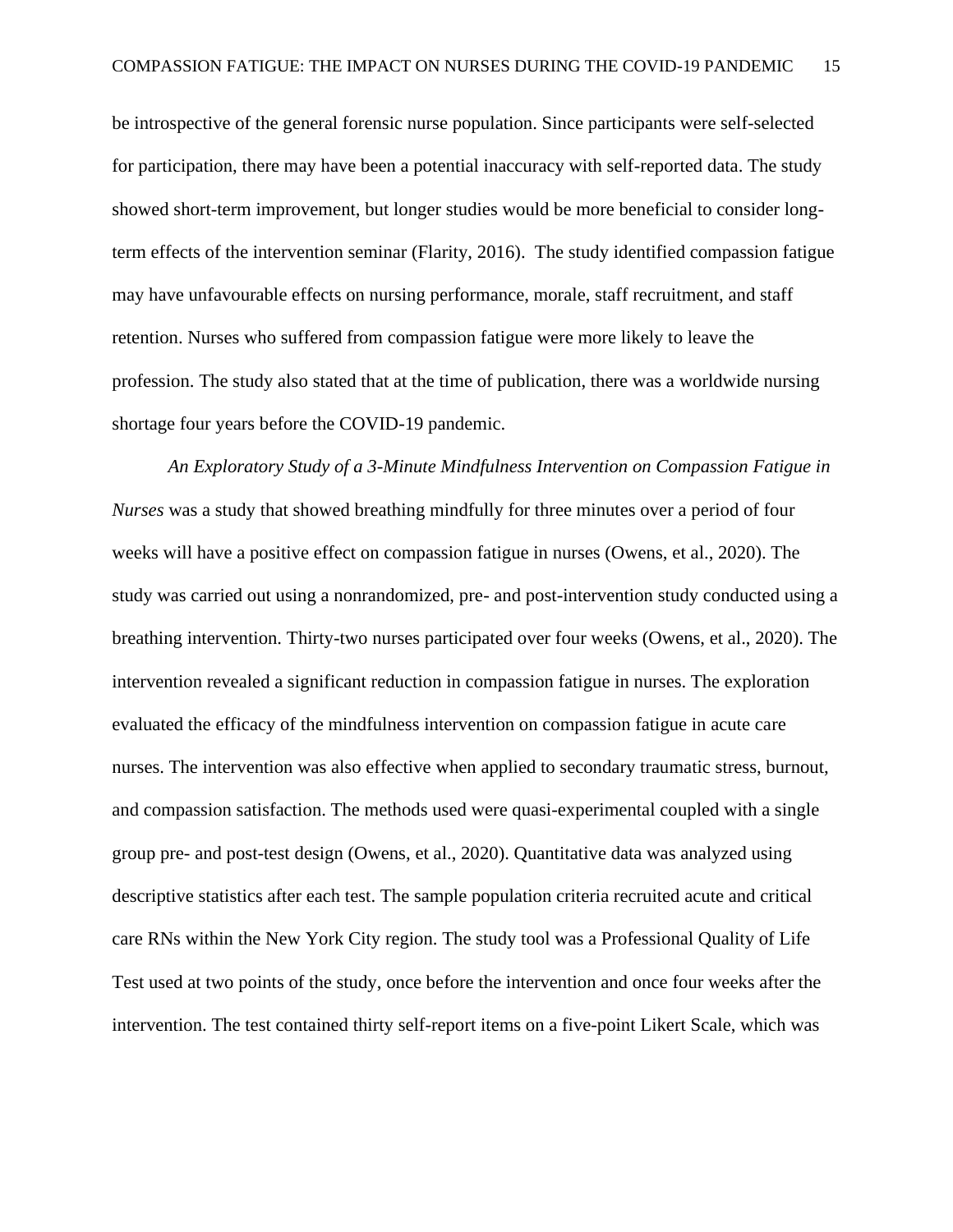be introspective of the general forensic nurse population. Since participants were self-selected for participation, there may have been a potential inaccuracy with self-reported data. The study showed short-term improvement, but longer studies would be more beneficial to consider long-term effects of the intervention seminar (Flarity, 2016).  The study identified compassion fatigue may have unfavourable effects on nursing performance, morale, staff recruitment, and staff retention. Nurses who suffered from compassion fatigue were more likely to leave the profession. The study also stated that at the time of publication, there was a worldwide nursing shortage four years before the COVID-19 pandemic.

*An Exploratory Study of a 3-Minute Mindfulness Intervention on Compassion Fatigue in Nurses* was a study that showed breathing mindfully for three minutes over a period of four weeks will have a positive effect on compassion fatigue in nurses (Owens, et al., 2020). The study was carried out using a nonrandomized, pre- and post-intervention study conducted using a breathing intervention. Thirty-two nurses participated over four weeks (Owens, et al., 2020). The intervention revealed a significant reduction in compassion fatigue in nurses. The exploration evaluated the efficacy of the mindfulness intervention on compassion fatigue in acute care nurses. The intervention was also effective when applied to secondary traumatic stress, burnout, and compassion satisfaction. The methods used were quasi-experimental coupled with a single group pre- and post-test design (Owens, et al., 2020). Quantitative data was analyzed using descriptive statistics after each test. The sample population criteria recruited acute and critical care RNs within the New York City region. The study tool was a Professional Quality of Life Test used at two points of the study, once before the intervention and once four weeks after the intervention. The test contained thirty self-report items on a five-point Likert Scale, which was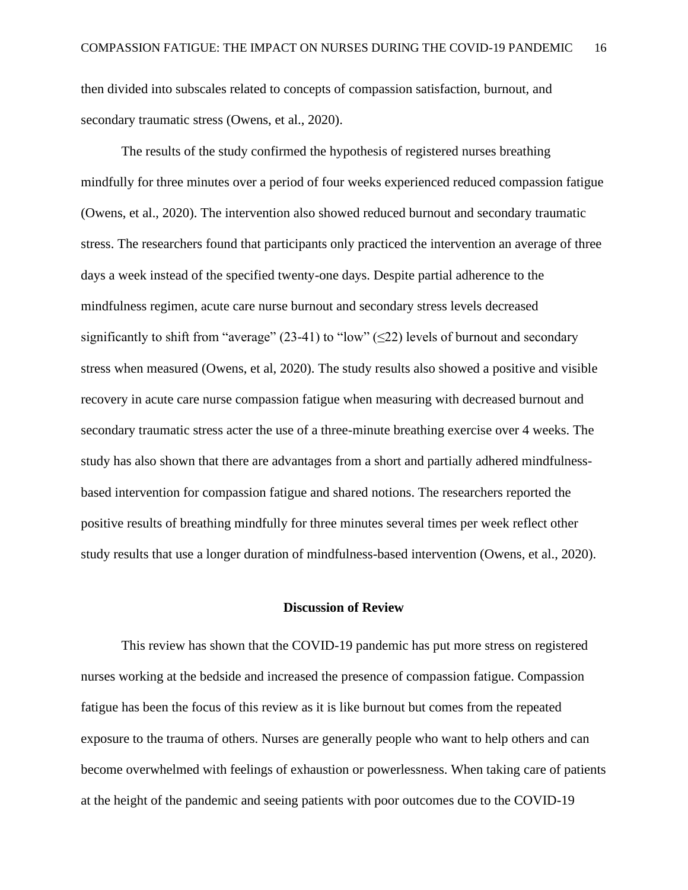then divided into subscales related to concepts of compassion satisfaction, burnout, and secondary traumatic stress (Owens, et al., 2020).

The results of the study confirmed the hypothesis of registered nurses breathing mindfully for three minutes over a period of four weeks experienced reduced compassion fatigue (Owens, et al., 2020). The intervention also showed reduced burnout and secondary traumatic stress. The researchers found that participants only practiced the intervention an average of three days a week instead of the specified twenty-one days. Despite partial adherence to the mindfulness regimen, acute care nurse burnout and secondary stress levels decreased significantly to shift from "average" (23-41) to "low" (≤22) levels of burnout and secondary stress when measured (Owens, et al, 2020). The study results also showed a positive and visible recovery in acute care nurse compassion fatigue when measuring with decreased burnout and secondary traumatic stress acter the use of a three-minute breathing exercise over 4 weeks. The study has also shown that there are advantages from a short and partially adhered mindfulness-based intervention for compassion fatigue and shared notions. The researchers reported the positive results of breathing mindfully for three minutes several times per week reflect other study results that use a longer duration of mindfulness-based intervention (Owens, et al., 2020).

## Discussion of Review

This review has shown that the COVID-19 pandemic has put more stress on registered nurses working at the bedside and increased the presence of compassion fatigue. Compassion fatigue has been the focus of this review as it is like burnout but comes from the repeated exposure to the trauma of others. Nurses are generally people who want to help others and can become overwhelmed with feelings of exhaustion or powerlessness. When taking care of patients at the height of the pandemic and seeing patients with poor outcomes due to the COVID-19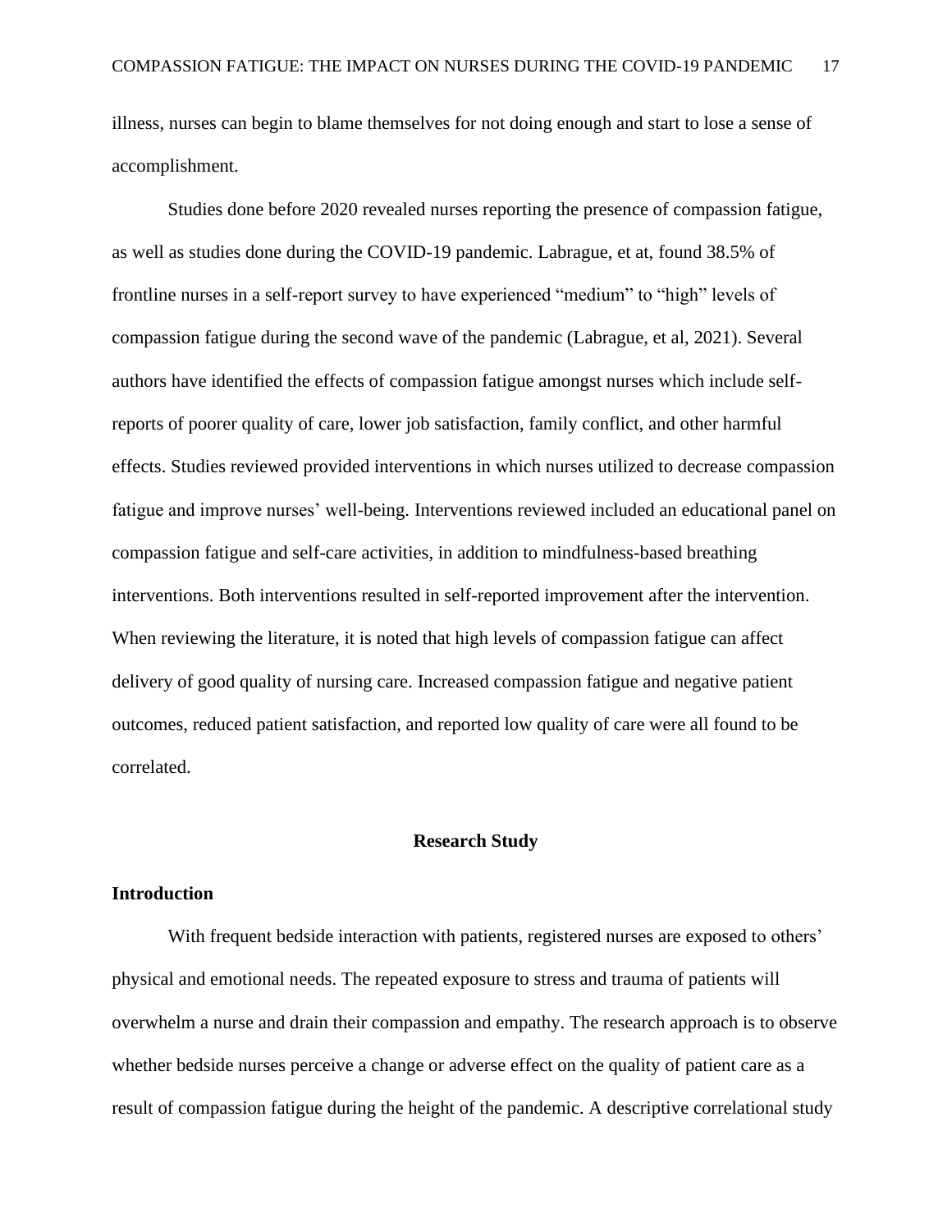illness, nurses can begin to blame themselves for not doing enough and start to lose a sense of accomplishment.

Studies done before 2020 revealed nurses reporting the presence of compassion fatigue, as well as studies done during the COVID-19 pandemic. Labrague, et at, found 38.5% of frontline nurses in a self-report survey to have experienced "medium" to "high" levels of compassion fatigue during the second wave of the pandemic (Labrague, et al, 2021). Several authors have identified the effects of compassion fatigue amongst nurses which include self-reports of poorer quality of care, lower job satisfaction, family conflict, and other harmful effects. Studies reviewed provided interventions in which nurses utilized to decrease compassion fatigue and improve nurses' well-being. Interventions reviewed included an educational panel on compassion fatigue and self-care activities, in addition to mindfulness-based breathing interventions. Both interventions resulted in self-reported improvement after the intervention. When reviewing the literature, it is noted that high levels of compassion fatigue can affect delivery of good quality of nursing care. Increased compassion fatigue and negative patient outcomes, reduced patient satisfaction, and reported low quality of care were all found to be correlated.

## Research Study

### Introduction

With frequent bedside interaction with patients, registered nurses are exposed to others' physical and emotional needs. The repeated exposure to stress and trauma of patients will overwhelm a nurse and drain their compassion and empathy. The research approach is to observe whether bedside nurses perceive a change or adverse effect on the quality of patient care as a result of compassion fatigue during the height of the pandemic. A descriptive correlational study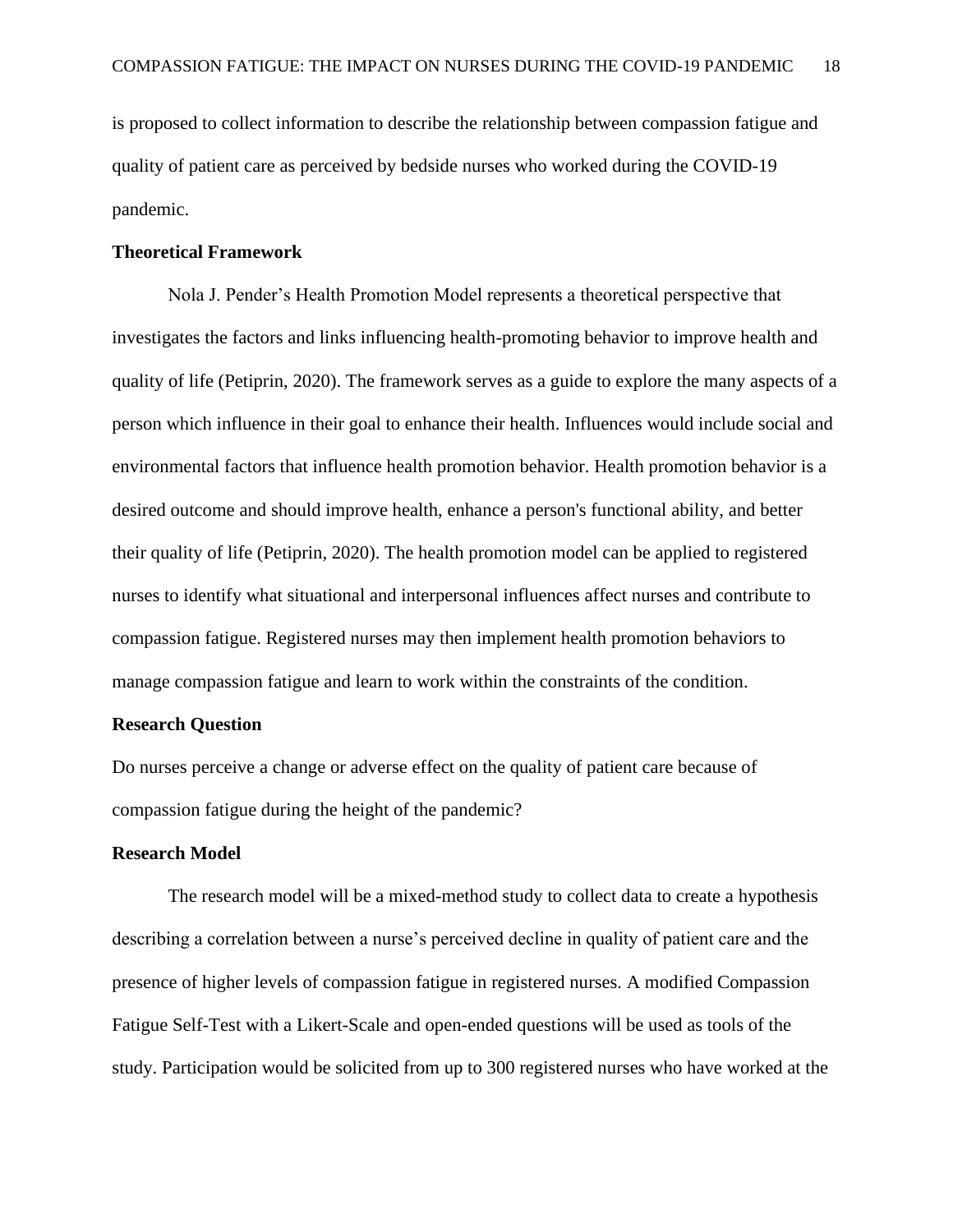is proposed to collect information to describe the relationship between compassion fatigue and quality of patient care as perceived by bedside nurses who worked during the COVID-19 pandemic.

**Theoretical Framework**

Nola J. Pender's Health Promotion Model represents a theoretical perspective that investigates the factors and links influencing health-promoting behavior to improve health and quality of life (Petiprin, 2020). The framework serves as a guide to explore the many aspects of a person which influence in their goal to enhance their health. Influences would include social and environmental factors that influence health promotion behavior. Health promotion behavior is a desired outcome and should improve health, enhance a person's functional ability, and better their quality of life (Petiprin, 2020). The health promotion model can be applied to registered nurses to identify what situational and interpersonal influences affect nurses and contribute to compassion fatigue. Registered nurses may then implement health promotion behaviors to manage compassion fatigue and learn to work within the constraints of the condition.

**Research Question**

Do nurses perceive a change or adverse effect on the quality of patient care because of compassion fatigue during the height of the pandemic?

**Research Model**

The research model will be a mixed-method study to collect data to create a hypothesis describing a correlation between a nurse's perceived decline in quality of patient care and the presence of higher levels of compassion fatigue in registered nurses. A modified Compassion Fatigue Self-Test with a Likert-Scale and open-ended questions will be used as tools of the study. Participation would be solicited from up to 300 registered nurses who have worked at the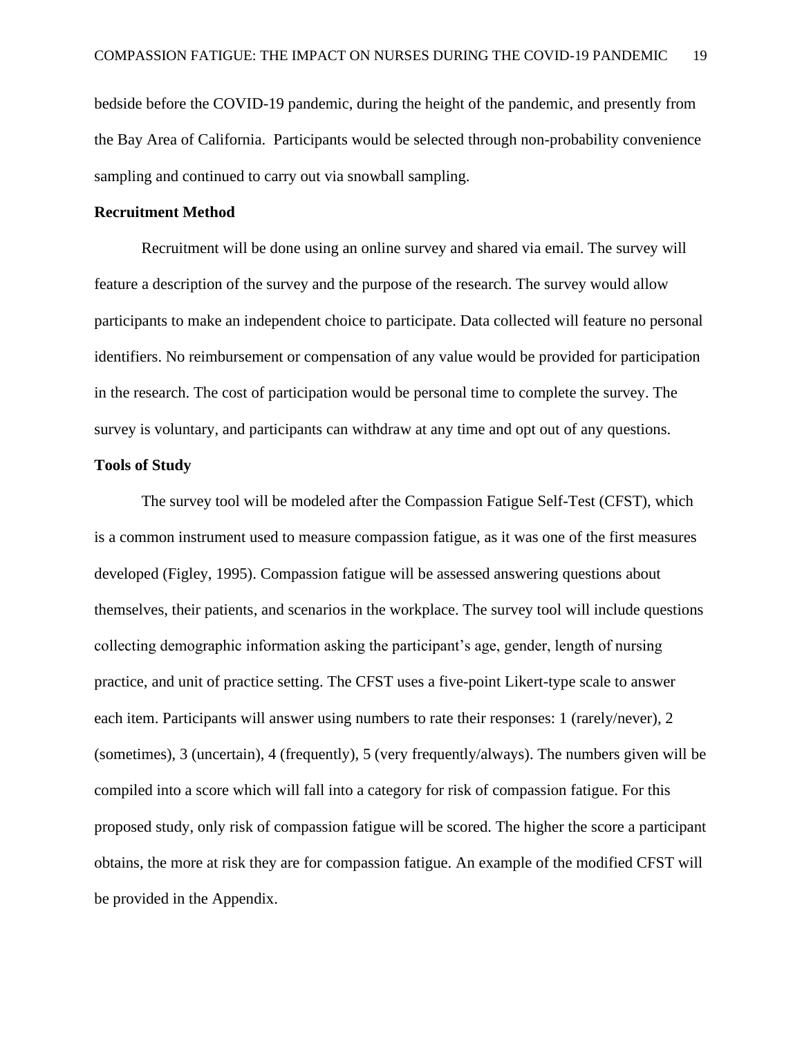bedside before the COVID-19 pandemic, during the height of the pandemic, and presently from the Bay Area of California.  Participants would be selected through non-probability convenience sampling and continued to carry out via snowball sampling.

**Recruitment Method**

Recruitment will be done using an online survey and shared via email. The survey will feature a description of the survey and the purpose of the research. The survey would allow participants to make an independent choice to participate. Data collected will feature no personal identifiers. No reimbursement or compensation of any value would be provided for participation in the research. The cost of participation would be personal time to complete the survey. The survey is voluntary, and participants can withdraw at any time and opt out of any questions.

**Tools of Study**

The survey tool will be modeled after the Compassion Fatigue Self-Test (CFST), which is a common instrument used to measure compassion fatigue, as it was one of the first measures developed (Figley, 1995). Compassion fatigue will be assessed answering questions about themselves, their patients, and scenarios in the workplace. The survey tool will include questions collecting demographic information asking the participant's age, gender, length of nursing practice, and unit of practice setting. The CFST uses a five-point Likert-type scale to answer each item. Participants will answer using numbers to rate their responses: 1 (rarely/never), 2 (sometimes), 3 (uncertain), 4 (frequently), 5 (very frequently/always). The numbers given will be compiled into a score which will fall into a category for risk of compassion fatigue. For this proposed study, only risk of compassion fatigue will be scored. The higher the score a participant obtains, the more at risk they are for compassion fatigue. An example of the modified CFST will be provided in the Appendix.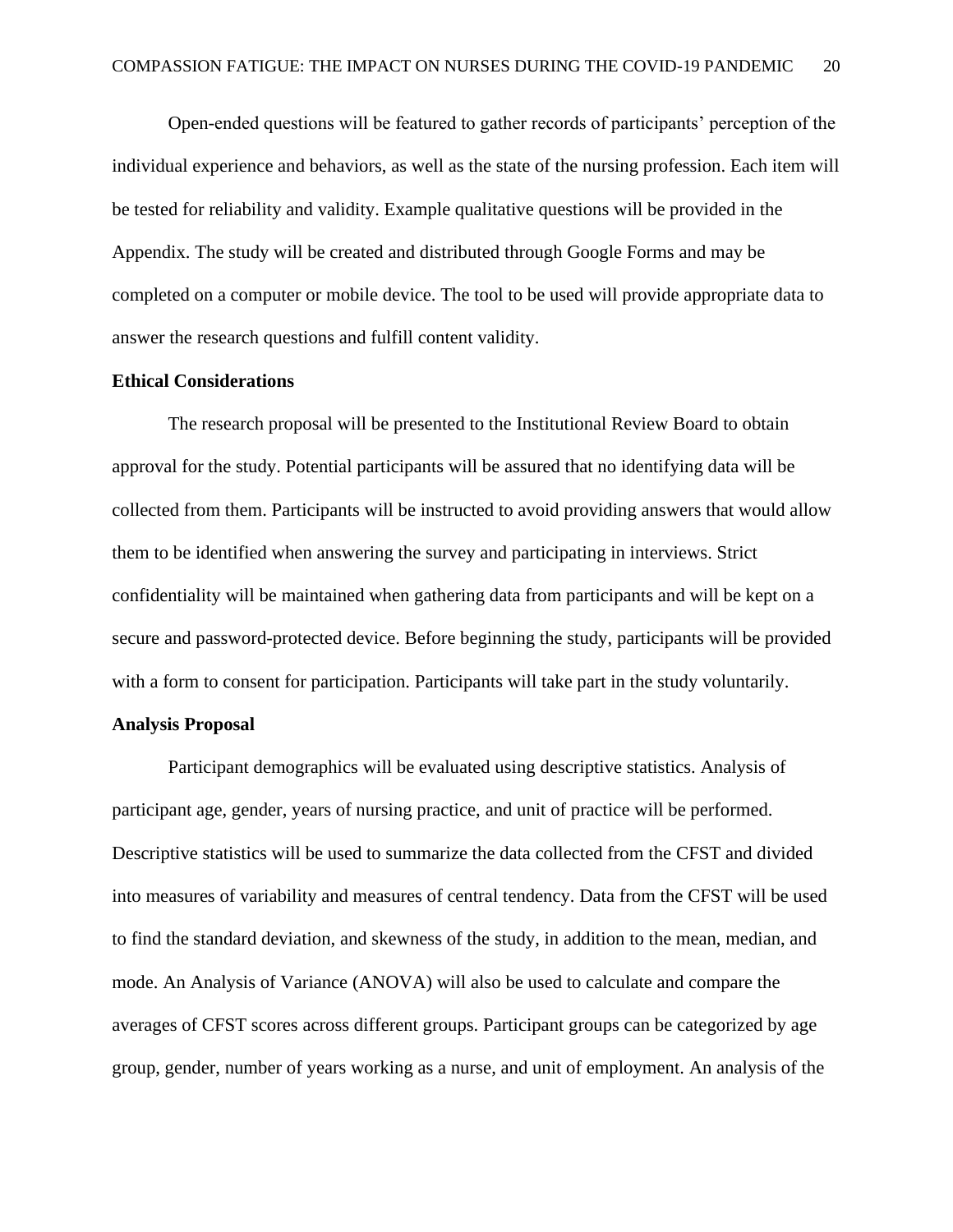Open-ended questions will be featured to gather records of participants' perception of the individual experience and behaviors, as well as the state of the nursing profession. Each item will be tested for reliability and validity. Example qualitative questions will be provided in the Appendix. The study will be created and distributed through Google Forms and may be completed on a computer or mobile device. The tool to be used will provide appropriate data to answer the research questions and fulfill content validity.

**Ethical Considerations**

The research proposal will be presented to the Institutional Review Board to obtain approval for the study. Potential participants will be assured that no identifying data will be collected from them. Participants will be instructed to avoid providing answers that would allow them to be identified when answering the survey and participating in interviews. Strict confidentiality will be maintained when gathering data from participants and will be kept on a secure and password-protected device. Before beginning the study, participants will be provided with a form to consent for participation. Participants will take part in the study voluntarily.

**Analysis Proposal**

Participant demographics will be evaluated using descriptive statistics. Analysis of participant age, gender, years of nursing practice, and unit of practice will be performed. Descriptive statistics will be used to summarize the data collected from the CFST and divided into measures of variability and measures of central tendency. Data from the CFST will be used to find the standard deviation, and skewness of the study, in addition to the mean, median, and mode. An Analysis of Variance (ANOVA) will also be used to calculate and compare the averages of CFST scores across different groups. Participant groups can be categorized by age group, gender, number of years working as a nurse, and unit of employment. An analysis of the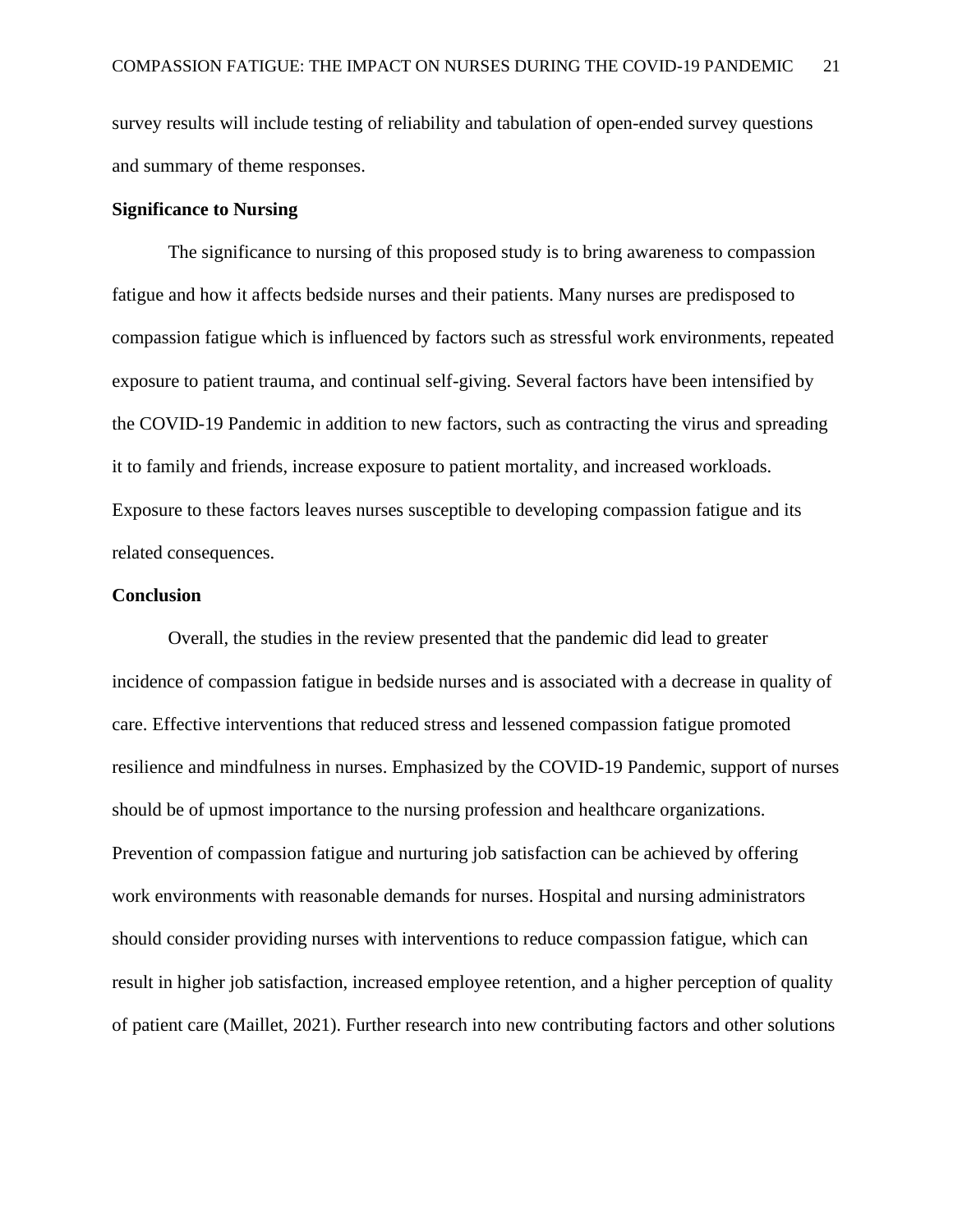survey results will include testing of reliability and tabulation of open-ended survey questions and summary of theme responses.

**Significance to Nursing**

The significance to nursing of this proposed study is to bring awareness to compassion fatigue and how it affects bedside nurses and their patients. Many nurses are predisposed to compassion fatigue which is influenced by factors such as stressful work environments, repeated exposure to patient trauma, and continual self-giving. Several factors have been intensified by the COVID-19 Pandemic in addition to new factors, such as contracting the virus and spreading it to family and friends, increase exposure to patient mortality, and increased workloads. Exposure to these factors leaves nurses susceptible to developing compassion fatigue and its related consequences.

**Conclusion**

Overall, the studies in the review presented that the pandemic did lead to greater incidence of compassion fatigue in bedside nurses and is associated with a decrease in quality of care. Effective interventions that reduced stress and lessened compassion fatigue promoted resilience and mindfulness in nurses. Emphasized by the COVID-19 Pandemic, support of nurses should be of upmost importance to the nursing profession and healthcare organizations. Prevention of compassion fatigue and nurturing job satisfaction can be achieved by offering work environments with reasonable demands for nurses. Hospital and nursing administrators should consider providing nurses with interventions to reduce compassion fatigue, which can result in higher job satisfaction, increased employee retention, and a higher perception of quality of patient care (Maillet, 2021). Further research into new contributing factors and other solutions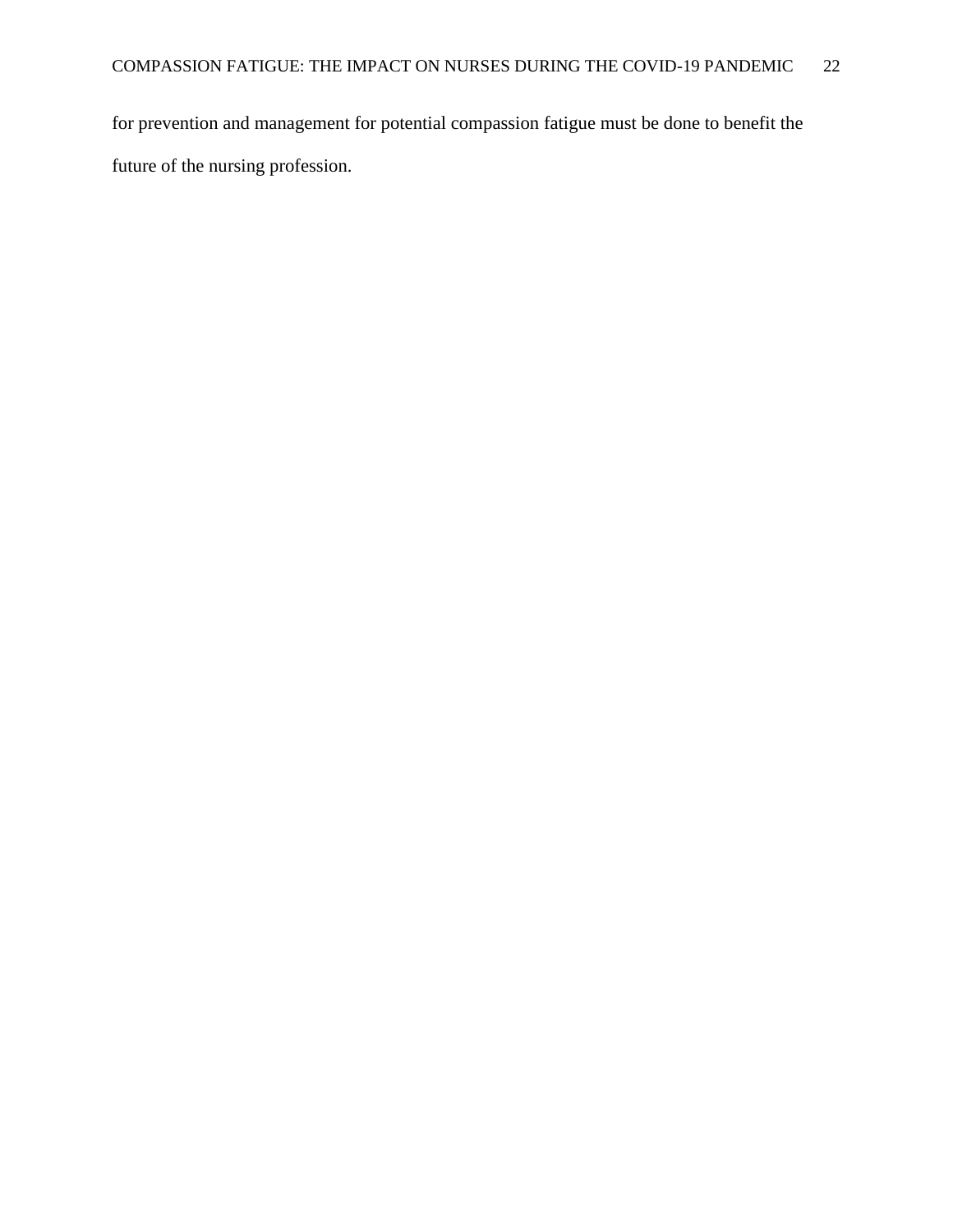for prevention and management for potential compassion fatigue must be done to benefit the future of the nursing profession.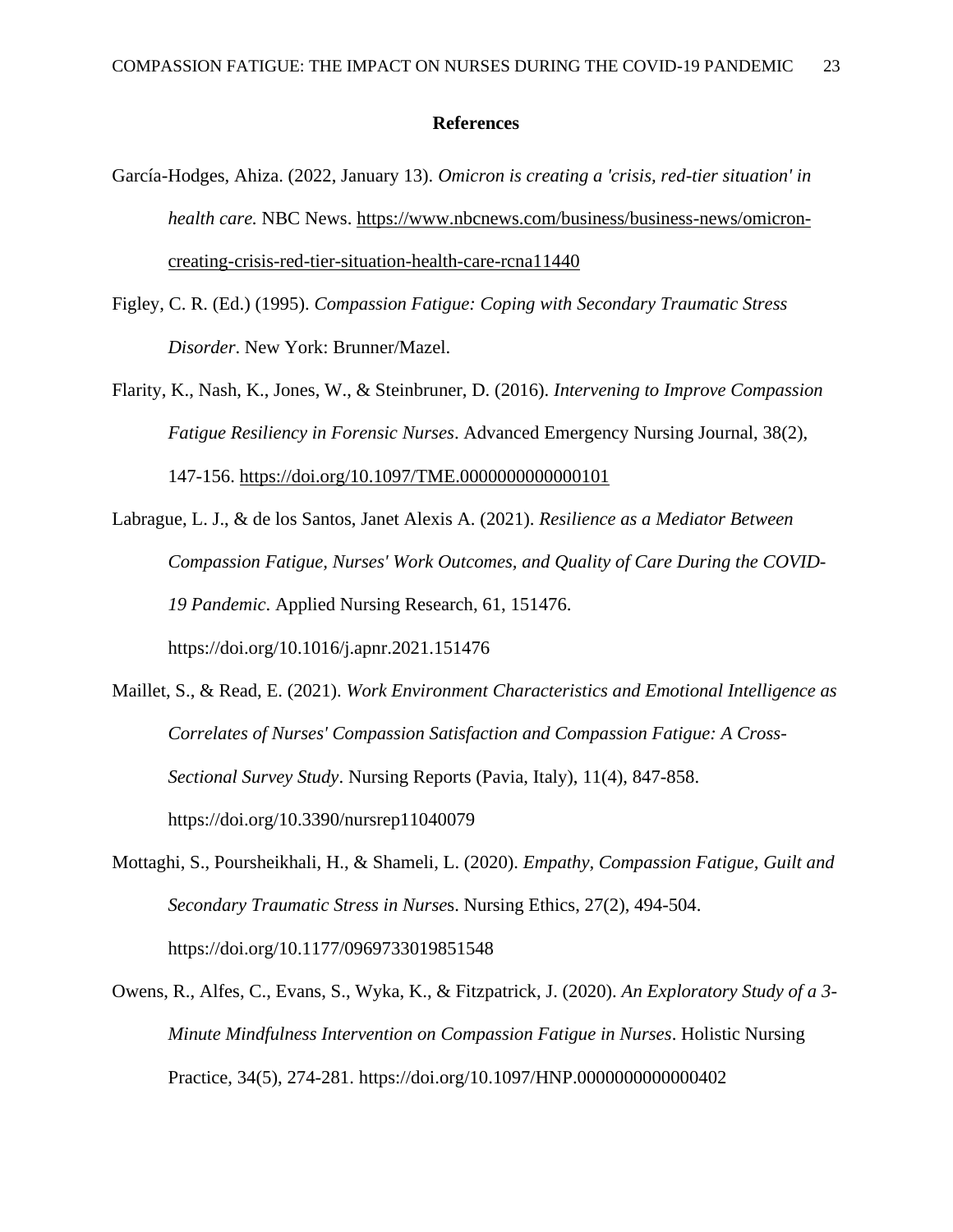# References

García-Hodges, Ahiza. (2022, January 13). *Omicron is creating a 'crisis, red-tier situation' in health care.* NBC News. https://www.nbcnews.com/business/business-news/omicron-creating-crisis-red-tier-situation-health-care-rcna11440

Figley, C. R. (Ed.) (1995). *Compassion Fatigue: Coping with Secondary Traumatic Stress Disorder*. New York: Brunner/Mazel.

Flarity, K., Nash, K., Jones, W., & Steinbruner, D. (2016). *Intervening to Improve Compassion Fatigue Resiliency in Forensic Nurses*. Advanced Emergency Nursing Journal, 38(2), 147-156. https://doi.org/10.1097/TME.0000000000000101

Labrague, L. J., & de los Santos, Janet Alexis A. (2021). *Resilience as a Mediator Between Compassion Fatigue, Nurses' Work Outcomes, and Quality of Care During the COVID-19 Pandemic.* Applied Nursing Research, 61, 151476. https://doi.org/10.1016/j.apnr.2021.151476

Maillet, S., & Read, E. (2021). *Work Environment Characteristics and Emotional Intelligence as Correlates of Nurses' Compassion Satisfaction and Compassion Fatigue: A Cross-Sectional Survey Study*. Nursing Reports (Pavia, Italy), 11(4), 847-858. https://doi.org/10.3390/nursrep11040079

Mottaghi, S., Poursheikhali, H., & Shameli, L. (2020). *Empathy, Compassion Fatigue, Guilt and Secondary Traumatic Stress in Nurse*s. Nursing Ethics, 27(2), 494-504. https://doi.org/10.1177/0969733019851548

Owens, R., Alfes, C., Evans, S., Wyka, K., & Fitzpatrick, J. (2020). *An Exploratory Study of a 3-Minute Mindfulness Intervention on Compassion Fatigue in Nurses*. Holistic Nursing Practice, 34(5), 274-281. https://doi.org/10.1097/HNP.0000000000000402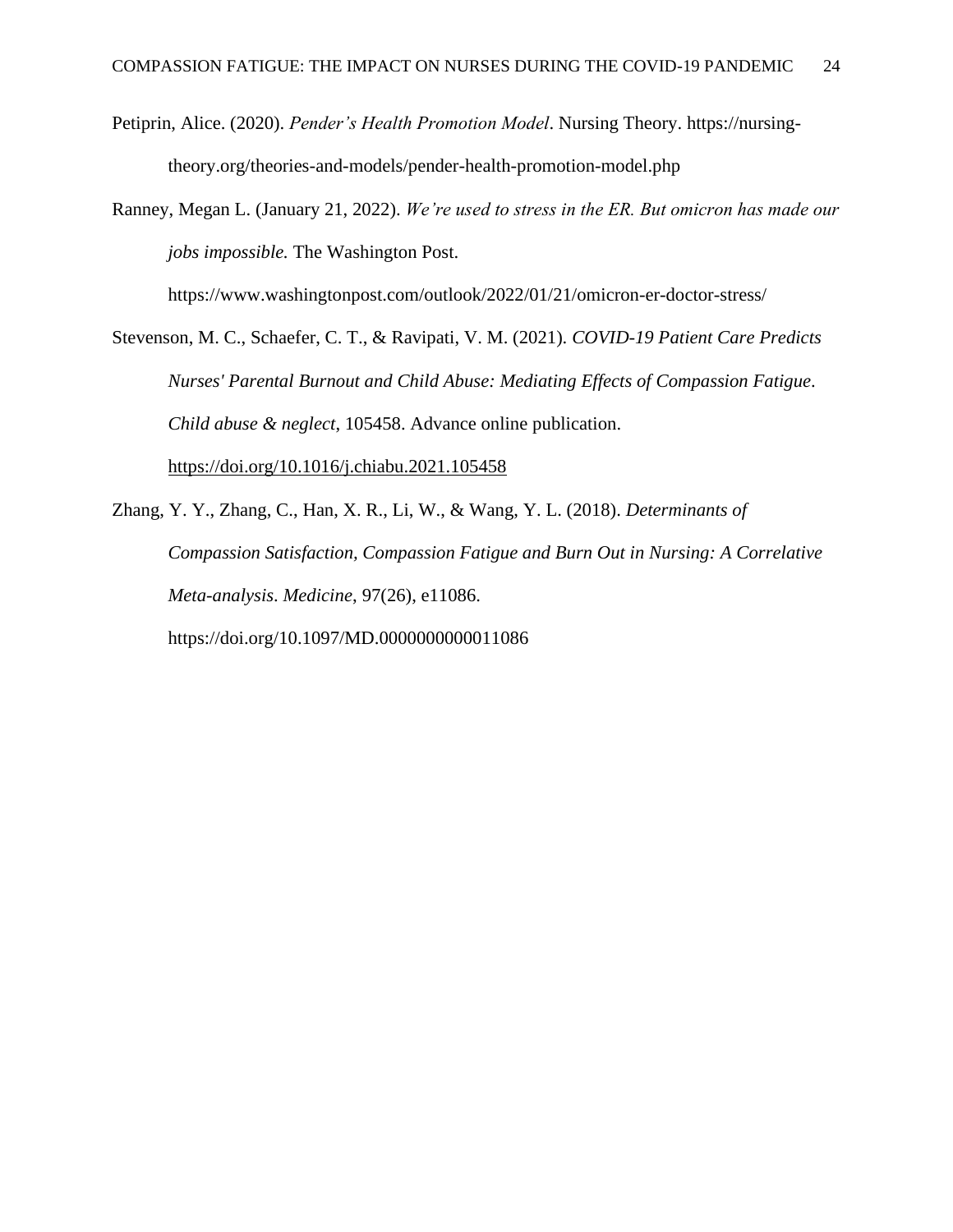Petiprin, Alice. (2020). *Pender's Health Promotion Model*. Nursing Theory. https://nursing-theory.org/theories-and-models/pender-health-promotion-model.php

Ranney, Megan L. (January 21, 2022). *We're used to stress in the ER. But omicron has made our jobs impossible.* The Washington Post. https://www.washingtonpost.com/outlook/2022/01/21/omicron-er-doctor-stress/

Stevenson, M. C., Schaefer, C. T., & Ravipati, V. M. (2021). *COVID-19 Patient Care Predicts Nurses' Parental Burnout and Child Abuse: Mediating Effects of Compassion Fatigue*. *Child abuse & neglect*, 105458. Advance online publication. https://doi.org/10.1016/j.chiabu.2021.105458

Zhang, Y. Y., Zhang, C., Han, X. R., Li, W., & Wang, Y. L. (2018). *Determinants of Compassion Satisfaction, Compassion Fatigue and Burn Out in Nursing: A Correlative Meta-analysis*. *Medicine*, 97(26), e11086. https://doi.org/10.1097/MD.0000000000011086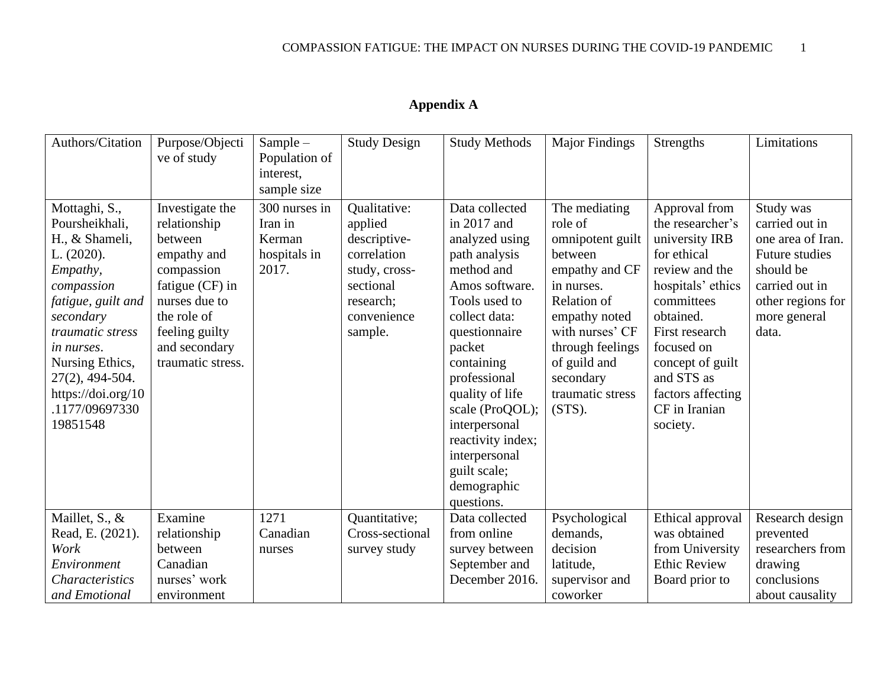# Appendix A

| Authors/Citation | Purpose/Objective of study | Sample – Population of interest, sample size | Study Design | Study Methods | Major Findings | Strengths | Limitations |
|---|---|---|---|---|---|---|---|
| Mottaghi, S., Poursheikhali, H., & Shameli, L. (2020). *Empathy, compassion fatigue, guilt and secondary traumatic stress in nurses*. Nursing Ethics, 27(2), 494-504. https://doi.org/10.1177/0969733019851548 | Investigate the relationship between empathy and compassion fatigue (CF) in nurses due to the role of feeling guilty and secondary traumatic stress. | 300 nurses in Iran in Kerman hospitals in 2017. | Qualitative: applied descriptive-correlation study, cross-sectional research; convenience sample. | Data collected in 2017 and analyzed using path analysis method and Amos software. Tools used to collect data: questionnaire packet containing professional quality of life scale (ProQOL); interpersonal reactivity index; interpersonal guilt scale; demographic questions. | The mediating role of omnipotent guilt between empathy and CF in nurses. Relation of empathy noted with nurses' CF through feelings of guild and secondary traumatic stress (STS). | Approval from the researcher's university IRB for ethical review and the hospitals' ethics committees obtained. First research focused on concept of guilt and STS as factors affecting CF in Iranian society. | Study was carried out in one area of Iran. Future studies should be carried out in other regions for more general data. |
| Maillet, S., & Read, E. (2021). *Work Environment Characteristics and Emotional* | Examine relationship between Canadian nurses' work environment | 1271 Canadian nurses | Quantitative; Cross-sectional survey study | Data collected from online survey between September and December 2016. | Psychological demands, decision latitude, supervisor and coworker | Ethical approval was obtained from University Ethic Review Board prior to | Research design prevented researchers from drawing conclusions about causality |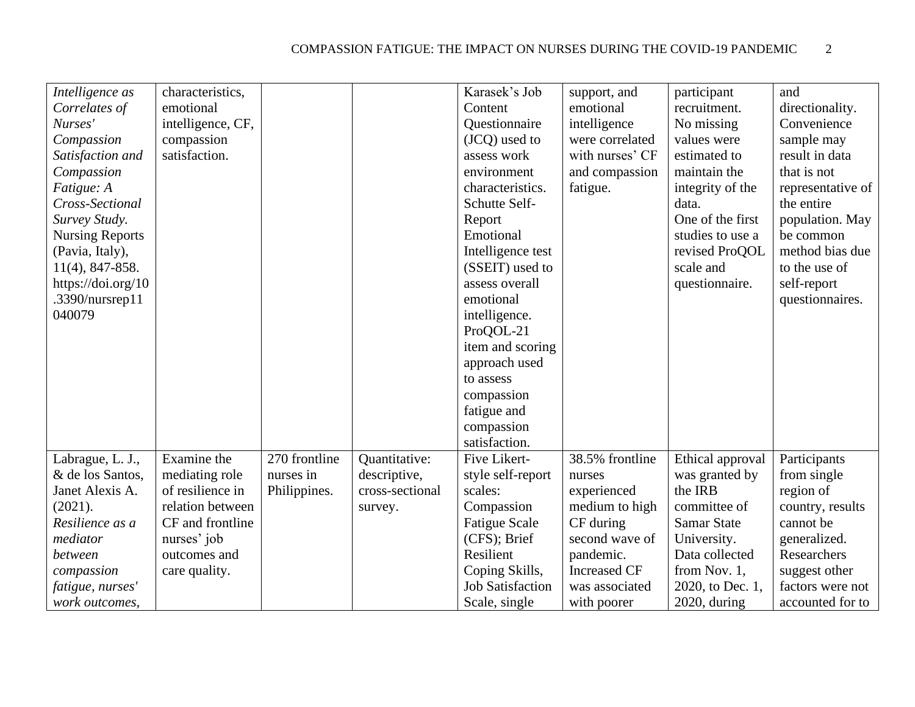| | | | | | | | |
|---|---|---|---|---|---|---|---|
| *Intelligence as Correlates of Nurses' Compassion Satisfaction and Compassion Fatigue: A Cross-Sectional Survey Study.* Nursing Reports (Pavia, Italy), 11(4), 847-858. https://doi.org/10.3390/nursrep11040079 | characteristics, emotional intelligence, CF, compassion satisfaction. | | | Karasek's Job Content Questionnaire (JCQ) used to assess work environment characteristics. Schutte Self-Report Emotional Intelligence test (SSEIT) used to assess overall emotional intelligence. ProQOL-21 item and scoring approach used to assess compassion fatigue and compassion satisfaction. | support, and emotional intelligence were correlated with nurses' CF and compassion fatigue. | participant recruitment. No missing values were estimated to maintain the integrity of the data. One of the first studies to use a revised ProQOL scale and questionnaire. | and directionality. Convenience sample may result in data that is not representative of the entire population. May be common method bias due to the use of self-report questionnaires. |
| Labrague, L. J., & de los Santos, Janet Alexis A. (2021). *Resilience as a mediator between compassion fatigue, nurses' work outcomes,* | Examine the mediating role of resilience in relation between CF and frontline nurses' job outcomes and care quality. | 270 frontline nurses in Philippines. | Quantitative: descriptive, cross-sectional survey. | Five Likert-style self-report scales: Compassion Fatigue Scale (CFS); Brief Resilient Coping Skills, Job Satisfaction Scale, single | 38.5% frontline nurses experienced medium to high CF during second wave of pandemic. Increased CF was associated with poorer | Ethical approval was granted by the IRB committee of Samar State University. Data collected from Nov. 1, 2020, to Dec. 1, 2020, during | Participants from single region of country, results cannot be generalized. Researchers suggest other factors were not accounted for to |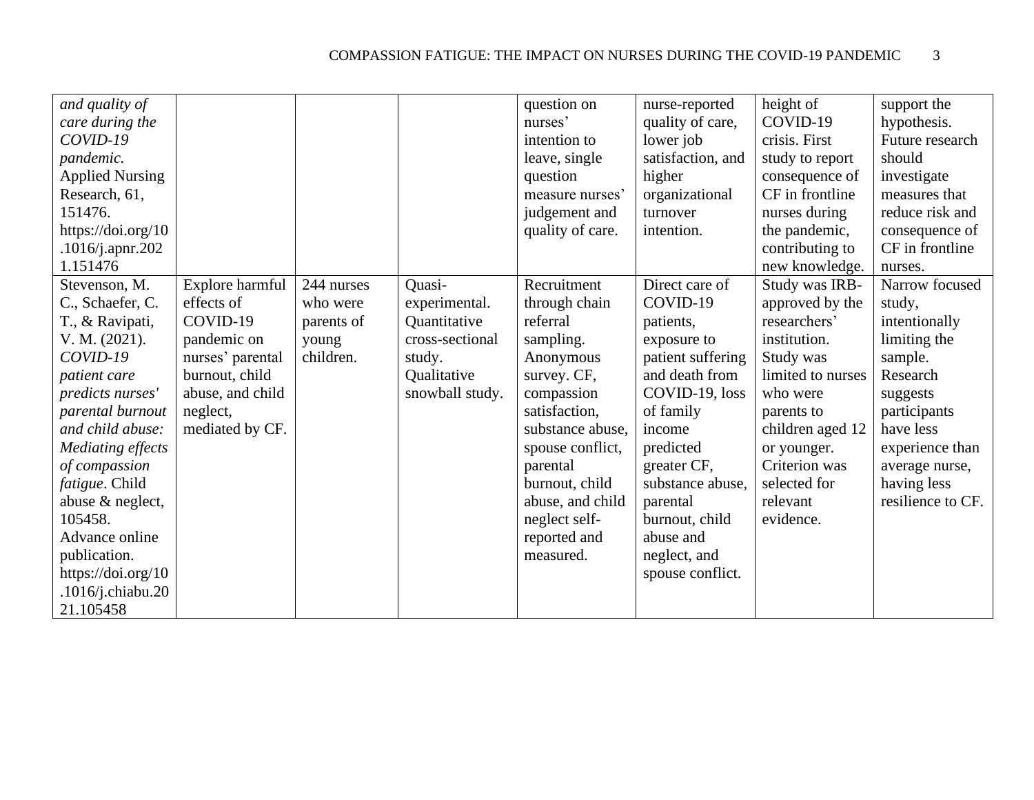| | | | | | | | |
|---|---|---|---|---|---|---|---|
| *and quality of care during the COVID-19 pandemic.* Applied Nursing Research, 61, 151476. https://doi.org/10.1016/j.apnr.2021.151476 | | | | question on nurses' intention to leave, single question measure nurses' judgement and quality of care. | nurse-reported quality of care, lower job satisfaction, and higher organizational turnover intention. | height of COVID-19 crisis. First study to report consequence of CF in frontline nurses during the pandemic, contributing to new knowledge. | support the hypothesis. Future research should investigate measures that reduce risk and consequence of CF in frontline nurses. |
| Stevenson, M. C., Schaefer, C. T., & Ravipati, V. M. (2021). *COVID-19 patient care predicts nurses' parental burnout and child abuse: Mediating effects of compassion fatigue*. Child abuse & neglect, 105458. Advance online publication. https://doi.org/10.1016/j.chiabu.2021.105458 | Explore harmful effects of COVID-19 pandemic on nurses' parental burnout, child abuse, and child neglect, mediated by CF. | 244 nurses who were parents of young children. | Quasi-experimental. Quantitative cross-sectional study. Qualitative snowball study. | Recruitment through chain referral sampling. Anonymous survey. CF, compassion satisfaction, substance abuse, spouse conflict, parental burnout, child abuse, and child neglect self-reported and measured. | Direct care of COVID-19 patients, exposure to patient suffering and death from COVID-19, loss of family income predicted greater CF, substance abuse, parental burnout, child abuse and neglect, and spouse conflict. | Study was IRB-approved by the researchers' institution. Study was limited to nurses who were parents to children aged 12 or younger. Criterion was selected for relevant evidence. | Narrow focused study, intentionally limiting the sample. Research suggests participants have less experience than average nurse, having less resilience to CF. |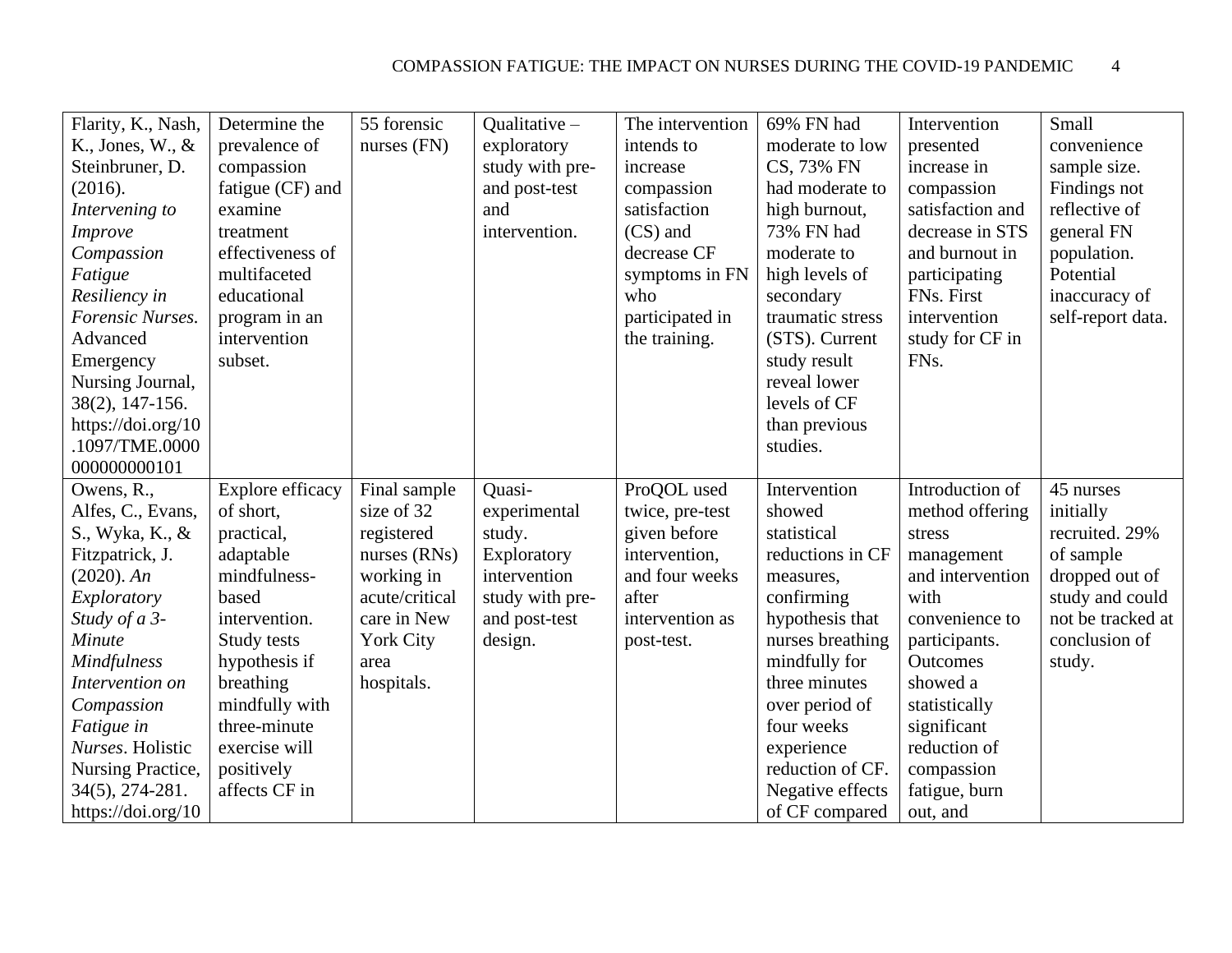| | | | | | | | |
|---|---|---|---|---|---|---|---|
| Flarity, K., Nash, K., Jones, W., & Steinbruner, D. (2016). *Intervening to Improve Compassion Fatigue Resiliency in Forensic Nurses.* Advanced Emergency Nursing Journal, 38(2), 147-156. https://doi.org/10.1097/TME.0000000000000101 | Determine the prevalence of compassion fatigue (CF) and examine treatment effectiveness of multifaceted educational program in an intervention subset. | 55 forensic nurses (FN) | Qualitative – exploratory study with pre- and post-test and intervention. | The intervention intends to increase compassion satisfaction (CS) and decrease CF symptoms in FN who participated in the training. | 69% FN had moderate to low CS, 73% FN had moderate to high burnout, 73% FN had moderate to high levels of secondary traumatic stress (STS). Current study result reveal lower levels of CF than previous studies. | Intervention presented increase in compassion satisfaction and decrease in STS and burnout in participating FNs. First intervention study for CF in FNs. | Small convenience sample size. Findings not reflective of general FN population. Potential inaccuracy of self-report data. |
| Owens, R., Alfes, C., Evans, S., Wyka, K., & Fitzpatrick, J. (2020). *An Exploratory Study of a 3-Minute Mindfulness Intervention on Compassion Fatigue in Nurses*. Holistic Nursing Practice, 34(5), 274-281. https://doi.org/10 | Explore efficacy of short, practical, adaptable mindfulness-based intervention. Study tests hypothesis if breathing mindfully with three-minute exercise will positively affects CF in | Final sample size of 32 registered nurses (RNs) working in acute/critical care in New York City area hospitals. | Quasi-experimental study. Exploratory intervention study with pre- and post-test design. | ProQOL used twice, pre-test given before intervention, and four weeks after intervention as post-test. | Intervention showed statistical reductions in CF measures, confirming hypothesis that nurses breathing mindfully for three minutes over period of four weeks experience reduction of CF. Negative effects of CF compared | Introduction of method offering stress management and intervention with convenience to participants. Outcomes showed a statistically significant reduction of compassion fatigue, burn out, and | 45 nurses initially recruited. 29% of sample dropped out of study and could not be tracked at conclusion of study. |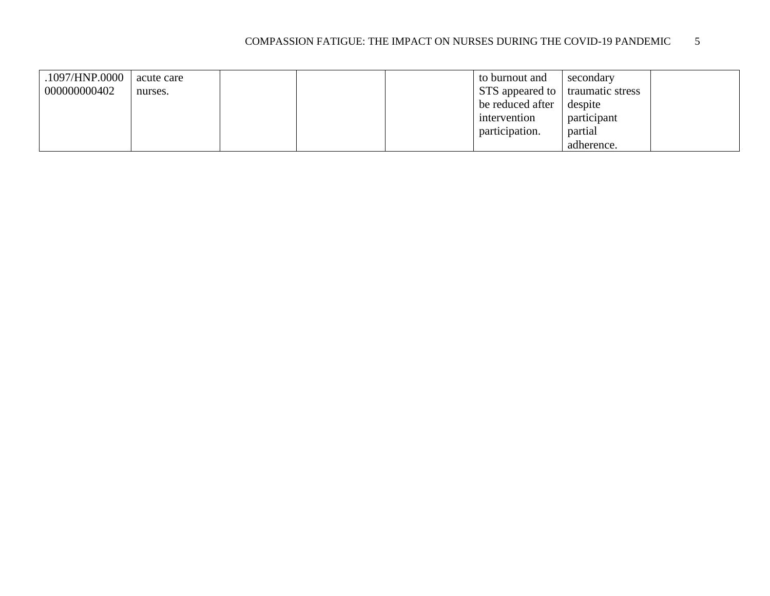| | | | | | | | |
|---|---|---|---|---|---|---|---|
| .1097/HNP.0000 000000000402 | acute care nurses. | | | | to burnout and STS appeared to be reduced after intervention participation. | secondary traumatic stress despite participant partial adherence. | |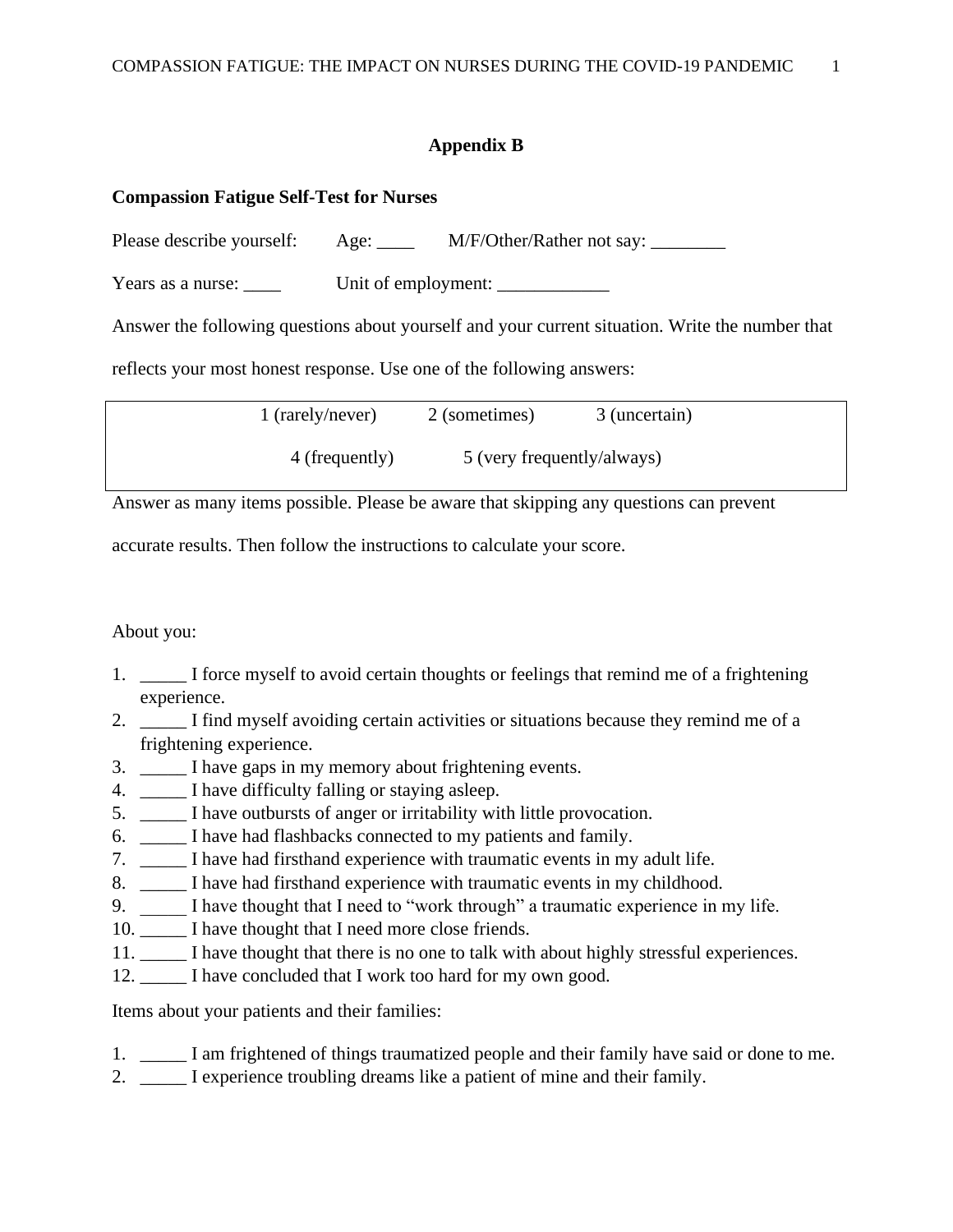## Appendix B

**Compassion Fatigue Self-Test for Nurses**

Please describe yourself: Age: ____ M/F/Other/Rather not say: ________

Years as a nurse: ____ Unit of employment: ____________

Answer the following questions about yourself and your current situation. Write the number that reflects your most honest response. Use one of the following answers:

| 1 (rarely/never) | 2 (sometimes) | 3 (uncertain) |
|---|---|---|
| 4 (frequently) | 5 (very frequently/always) | |

Answer as many items possible. Please be aware that skipping any questions can prevent accurate results. Then follow the instructions to calculate your score.

About you:

1. _____ I force myself to avoid certain thoughts or feelings that remind me of a frightening experience.
2. _____ I find myself avoiding certain activities or situations because they remind me of a frightening experience.
3. _____ I have gaps in my memory about frightening events.
4. _____ I have difficulty falling or staying asleep.
5. _____ I have outbursts of anger or irritability with little provocation.
6. _____ I have had flashbacks connected to my patients and family.
7. _____ I have had firsthand experience with traumatic events in my adult life.
8. _____ I have had firsthand experience with traumatic events in my childhood.
9. _____ I have thought that I need to "work through" a traumatic experience in my life.
10. _____ I have thought that I need more close friends.
11. _____ I have thought that there is no one to talk with about highly stressful experiences.
12. _____ I have concluded that I work too hard for my own good.

Items about your patients and their families:

1. _____ I am frightened of things traumatized people and their family have said or done to me.
2. _____ I experience troubling dreams like a patient of mine and their family.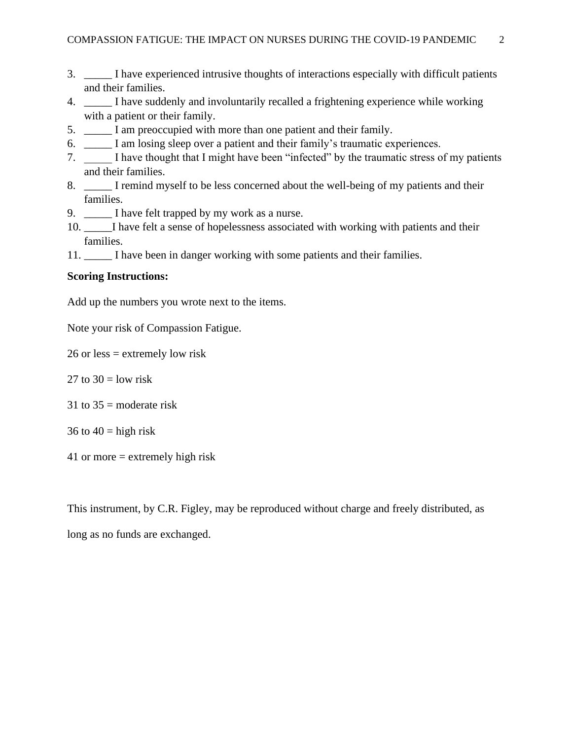3. _____ I have experienced intrusive thoughts of interactions especially with difficult patients and their families.
4. _____ I have suddenly and involuntarily recalled a frightening experience while working with a patient or their family.
5. _____ I am preoccupied with more than one patient and their family.
6. _____ I am losing sleep over a patient and their family's traumatic experiences.
7. _____ I have thought that I might have been "infected" by the traumatic stress of my patients and their families.
8. _____ I remind myself to be less concerned about the well-being of my patients and their families.
9. _____ I have felt trapped by my work as a nurse.
10. _____I have felt a sense of hopelessness associated with working with patients and their families.
11. _____ I have been in danger working with some patients and their families.

**Scoring Instructions:**

Add up the numbers you wrote next to the items.

Note your risk of Compassion Fatigue.

26 or less = extremely low risk

27 to 30 = low risk

31 to 35 = moderate risk

36 to 40 = high risk

41 or more = extremely high risk

This instrument, by C.R. Figley, may be reproduced without charge and freely distributed, as long as no funds are exchanged.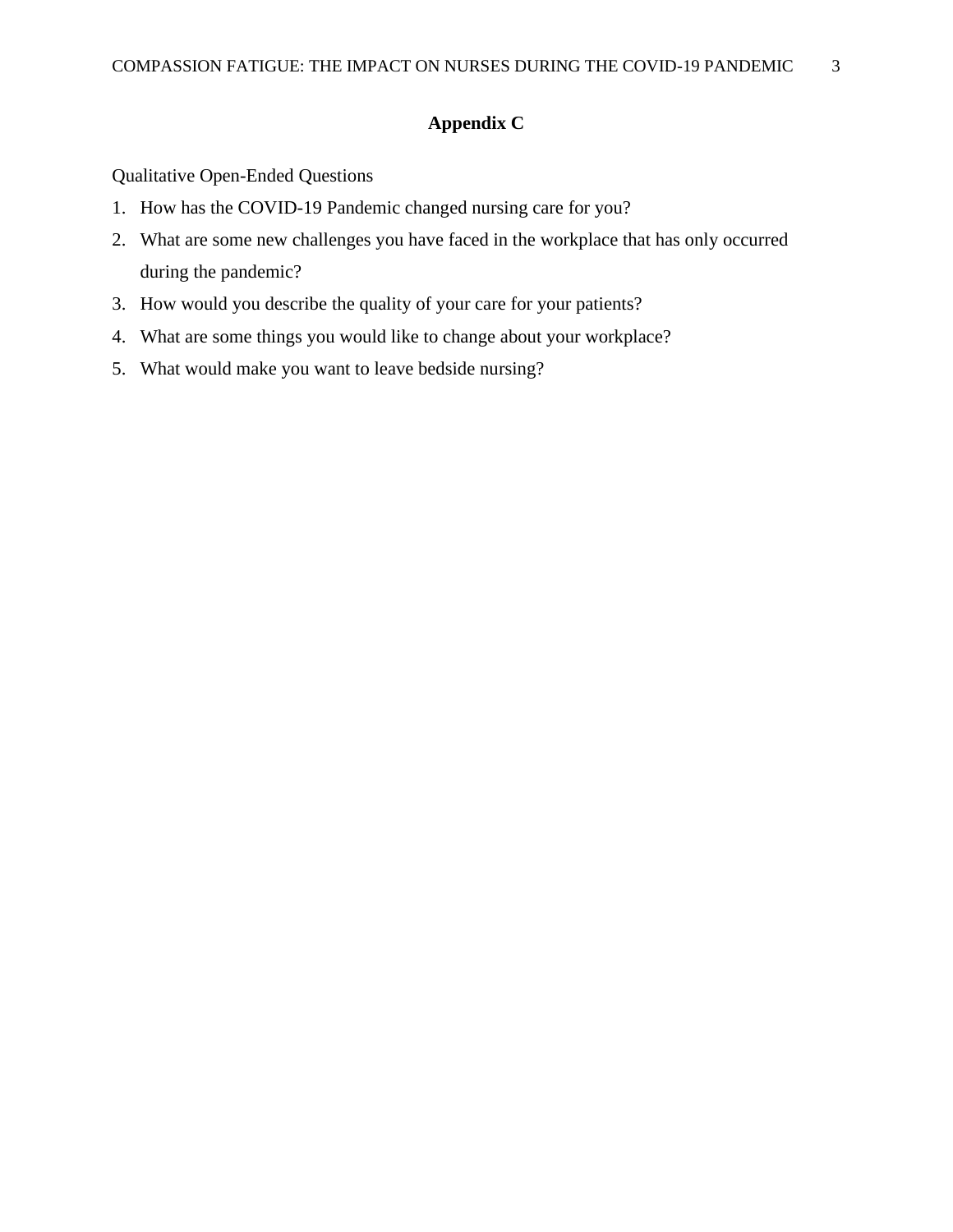## Appendix C

Qualitative Open-Ended Questions

1. How has the COVID-19 Pandemic changed nursing care for you?
2. What are some new challenges you have faced in the workplace that has only occurred during the pandemic?
3. How would you describe the quality of your care for your patients?
4. What are some things you would like to change about your workplace?
5. What would make you want to leave bedside nursing?